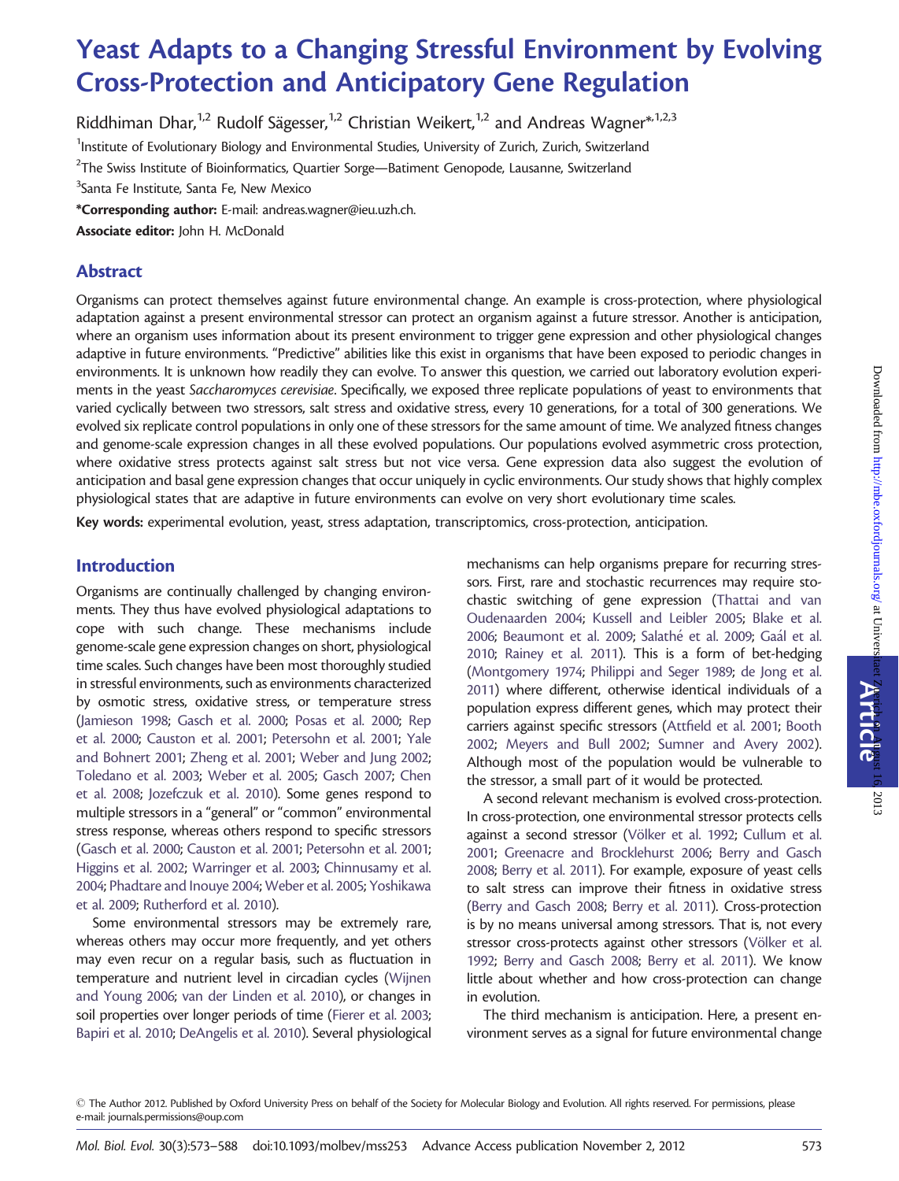# Yeast Adapts to a Changing Stressful Environment by Evolving Cross-Protection and Anticipatory Gene Regulation

Riddhiman Dhar,[1,2] Rudolf Sägesser,[1,2] Christian Weikert,[1,2] and Andreas Wagner*[1,2,3]

[1]Institute of Evolutionary Biology and Environmental Studies, University of Zurich, Zurich, Switzerland

[2]The Swiss Institute of Bioinformatics, Quartier Sorge—Batiment Genopode, Lausanne, Switzerland

[3]Santa Fe Institute, Santa Fe, New Mexico

**\*Corresponding author:** E-mail: andreas.wagner@ieu.uzh.ch.

**Associate editor:** John H. McDonald

## Abstract

Organisms can protect themselves against future environmental change. An example is cross-protection, where physiological adaptation against a present environmental stressor can protect an organism against a future stressor. Another is anticipation, where an organism uses information about its present environment to trigger gene expression and other physiological changes adaptive in future environments. "Predictive" abilities like this exist in organisms that have been exposed to periodic changes in environments. It is unknown how readily they can evolve. To answer this question, we carried out laboratory evolution experiments in the yeast *Saccharomyces cerevisiae*. Specifically, we exposed three replicate populations of yeast to environments that varied cyclically between two stressors, salt stress and oxidative stress, every 10 generations, for a total of 300 generations. We evolved six replicate control populations in only one of these stressors for the same amount of time. We analyzed fitness changes and genome-scale expression changes in all these evolved populations. Our populations evolved asymmetric cross protection, where oxidative stress protects against salt stress but not vice versa. Gene expression data also suggest the evolution of anticipation and basal gene expression changes that occur uniquely in cyclic environments. Our study shows that highly complex physiological states that are adaptive in future environments can evolve on very short evolutionary time scales.

**Key words:** experimental evolution, yeast, stress adaptation, transcriptomics, cross-protection, anticipation.

## Introduction

Organisms are continually challenged by changing environments. They thus have evolved physiological adaptations to cope with such change. These mechanisms include genome-scale gene expression changes on short, physiological time scales. Such changes have been most thoroughly studied in stressful environments, such as environments characterized by osmotic stress, oxidative stress, or temperature stress (Jamieson 1998; Gasch et al. 2000; Posas et al. 2000; Rep et al. 2000; Causton et al. 2001; Petersohn et al. 2001; Yale and Bohnert 2001; Zheng et al. 2001; Weber and Jung 2002; Toledano et al. 2003; Weber et al. 2005; Gasch 2007; Chen et al. 2008; Jozefczuk et al. 2010). Some genes respond to multiple stressors in a "general" or "common" environmental stress response, whereas others respond to specific stressors (Gasch et al. 2000; Causton et al. 2001; Petersohn et al. 2001; Higgins et al. 2002; Warringer et al. 2003; Chinnusamy et al. 2004; Phadtare and Inouye 2004; Weber et al. 2005; Yoshikawa et al. 2009; Rutherford et al. 2010).

Some environmental stressors may be extremely rare, whereas others may occur more frequently, and yet others may even recur on a regular basis, such as fluctuation in temperature and nutrient level in circadian cycles (Wijnen and Young 2006; van der Linden et al. 2010), or changes in soil properties over longer periods of time (Fierer et al. 2003; Bapiri et al. 2010; DeAngelis et al. 2010). Several physiological mechanisms can help organisms prepare for recurring stressors. First, rare and stochastic recurrences may require stochastic switching of gene expression (Thattai and van Oudenaarden 2004; Kussell and Leibler 2005; Blake et al. 2006; Beaumont et al. 2009; Salathé et al. 2009; Gaál et al. 2010; Rainey et al. 2011). This is a form of bet-hedging (Montgomery 1974; Philippi and Seger 1989; de Jong et al. 2011) where different, otherwise identical individuals of a population express different genes, which may protect their carriers against specific stressors (Attfield et al. 2001; Booth 2002; Meyers and Bull 2002; Sumner and Avery 2002). Although most of the population would be vulnerable to the stressor, a small part of it would be protected.

A second relevant mechanism is evolved cross-protection. In cross-protection, one environmental stressor protects cells against a second stressor (Völker et al. 1992; Cullum et al. 2001; Greenacre and Brocklehurst 2006; Berry and Gasch 2008; Berry et al. 2011). For example, exposure of yeast cells to salt stress can improve their fitness in oxidative stress (Berry and Gasch 2008; Berry et al. 2011). Cross-protection is by no means universal among stressors. That is, not every stressor cross-protects against other stressors (Völker et al. 1992; Berry and Gasch 2008; Berry et al. 2011). We know little about whether and how cross-protection can change in evolution.

The third mechanism is anticipation. Here, a present environment serves as a signal for future environmental change

© The Author 2012. Published by Oxford University Press on behalf of the Society for Molecular Biology and Evolution. All rights reserved. For permissions, please e-mail: journals.permissions@oup.com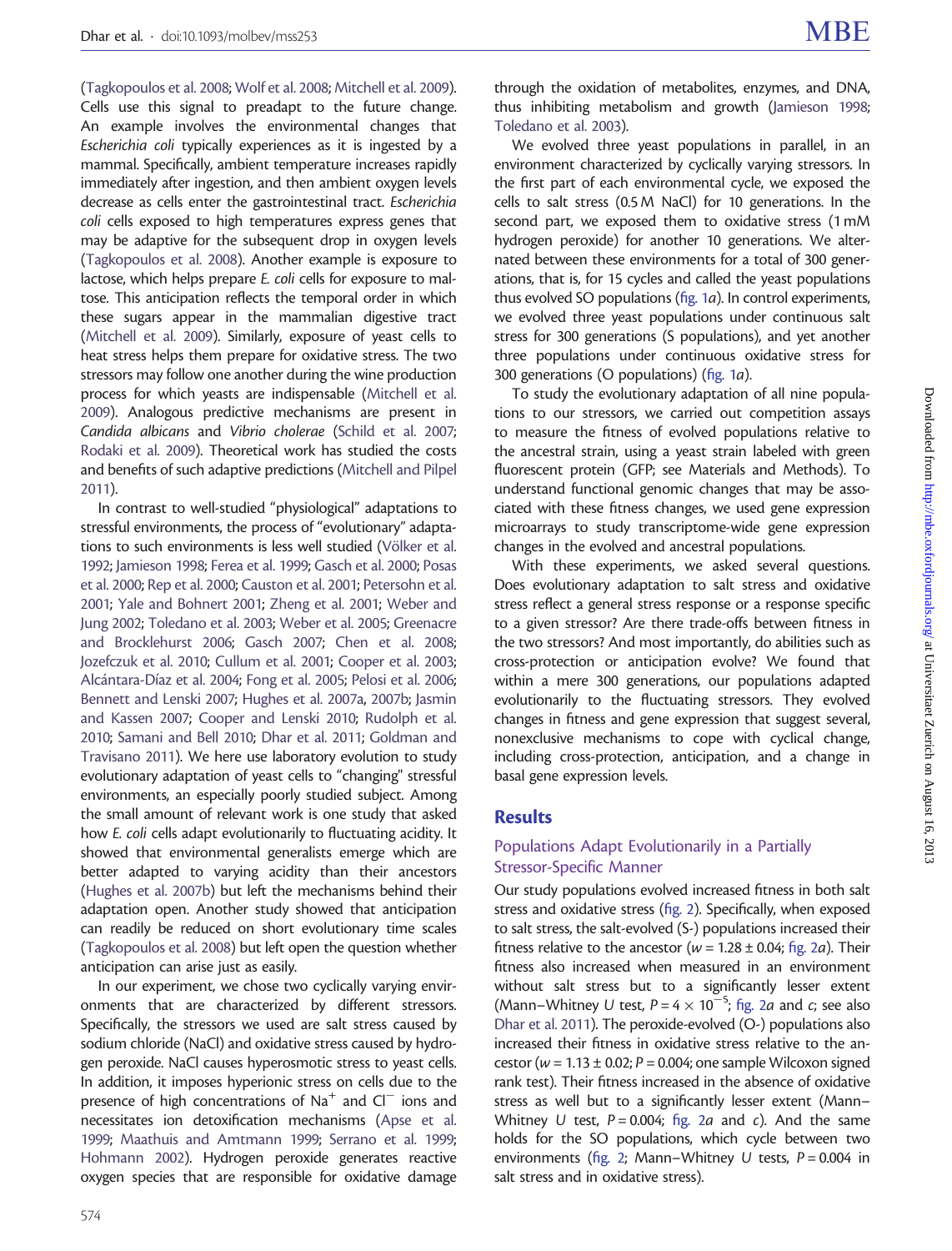(Tagkopoulos et al. 2008; Wolf et al. 2008; Mitchell et al. 2009). Cells use this signal to preadapt to the future change. An example involves the environmental changes that *Escherichia coli* typically experiences as it is ingested by a mammal. Specifically, ambient temperature increases rapidly immediately after ingestion, and then ambient oxygen levels decrease as cells enter the gastrointestinal tract. *Escherichia coli* cells exposed to high temperatures express genes that may be adaptive for the subsequent drop in oxygen levels (Tagkopoulos et al. 2008). Another example is exposure to lactose, which helps prepare *E. coli* cells for exposure to maltose. This anticipation reflects the temporal order in which these sugars appear in the mammalian digestive tract (Mitchell et al. 2009). Similarly, exposure of yeast cells to heat stress helps them prepare for oxidative stress. The two stressors may follow one another during the wine production process for which yeasts are indispensable (Mitchell et al. 2009). Analogous predictive mechanisms are present in *Candida albicans* and *Vibrio cholerae* (Schild et al. 2007; Rodaki et al. 2009). Theoretical work has studied the costs and benefits of such adaptive predictions (Mitchell and Pilpel 2011).

In contrast to well-studied "physiological" adaptations to stressful environments, the process of "evolutionary" adaptations to such environments is less well studied (Völker et al. 1992; Jamieson 1998; Ferea et al. 1999; Gasch et al. 2000; Posas et al. 2000; Rep et al. 2000; Causton et al. 2001; Petersohn et al. 2001; Yale and Bohnert 2001; Zheng et al. 2001; Weber and Jung 2002; Toledano et al. 2003; Weber et al. 2005; Greenacre and Brocklehurst 2006; Gasch 2007; Chen et al. 2008; Jozefczuk et al. 2010; Cullum et al. 2001; Cooper et al. 2003; Alcántara-Díaz et al. 2004; Fong et al. 2005; Pelosi et al. 2006; Bennett and Lenski 2007; Hughes et al. 2007a, 2007b; Jasmin and Kassen 2007; Cooper and Lenski 2010; Rudolph et al. 2010; Samani and Bell 2010; Dhar et al. 2011; Goldman and Travisano 2011). We here use laboratory evolution to study evolutionary adaptation of yeast cells to "changing" stressful environments, an especially poorly studied subject. Among the small amount of relevant work is one study that asked how *E. coli* cells adapt evolutionarily to fluctuating acidity. It showed that environmental generalists emerge which are better adapted to varying acidity than their ancestors (Hughes et al. 2007b) but left the mechanisms behind their adaptation open. Another study showed that anticipation can readily be reduced on short evolutionary time scales (Tagkopoulos et al. 2008) but left open the question whether anticipation can arise just as easily.

In our experiment, we chose two cyclically varying environments that are characterized by different stressors. Specifically, the stressors we used are salt stress caused by sodium chloride (NaCl) and oxidative stress caused by hydrogen peroxide. NaCl causes hyperosmotic stress to yeast cells. In addition, it imposes hyperionic stress on cells due to the presence of high concentrations of $Na^+$ and $Cl^-$ ions and necessitates ion detoxification mechanisms (Apse et al. 1999; Maathuis and Amtmann 1999; Serrano et al. 1999; Hohmann 2002). Hydrogen peroxide generates reactive oxygen species that are responsible for oxidative damage through the oxidation of metabolites, enzymes, and DNA, thus inhibiting metabolism and growth (Jamieson 1998; Toledano et al. 2003).

We evolved three yeast populations in parallel, in an environment characterized by cyclically varying stressors. In the first part of each environmental cycle, we exposed the cells to salt stress (0.5 M NaCl) for 10 generations. In the second part, we exposed them to oxidative stress (1 mM hydrogen peroxide) for another 10 generations. We alternated between these environments for a total of 300 generations, that is, for 15 cycles and called the yeast populations thus evolved SO populations (fig. 1*a*). In control experiments, we evolved three yeast populations under continuous salt stress for 300 generations (S populations), and yet another three populations under continuous oxidative stress for 300 generations (O populations) (fig. 1*a*).

To study the evolutionary adaptation of all nine populations to our stressors, we carried out competition assays to measure the fitness of evolved populations relative to the ancestral strain, using a yeast strain labeled with green fluorescent protein (GFP; see Materials and Methods). To understand functional genomic changes that may be associated with these fitness changes, we used gene expression microarrays to study transcriptome-wide gene expression changes in the evolved and ancestral populations.

With these experiments, we asked several questions. Does evolutionary adaptation to salt stress and oxidative stress reflect a general stress response or a response specific to a given stressor? Are there trade-offs between fitness in the two stressors? And most importantly, do abilities such as cross-protection or anticipation evolve? We found that within a mere 300 generations, our populations adapted evolutionarily to the fluctuating stressors. They evolved changes in fitness and gene expression that suggest several, nonexclusive mechanisms to cope with cyclical change, including cross-protection, anticipation, and a change in basal gene expression levels.

## Results

### Populations Adapt Evolutionarily in a Partially Stressor-Specific Manner

Our study populations evolved increased fitness in both salt stress and oxidative stress (fig. 2). Specifically, when exposed to salt stress, the salt-evolved (S-) populations increased their fitness relative to the ancestor ($w = 1.28 \pm 0.04$; fig. 2*a*). Their fitness also increased when measured in an environment without salt stress but to a significantly lesser extent (Mann–Whitney *U* test, $P = 4 \times 10^{-5}$; fig. 2*a* and *c*; see also Dhar et al. 2011). The peroxide-evolved (O-) populations also increased their fitness in oxidative stress relative to the ancestor ($w = 1.13 \pm 0.02$; $P = 0.004$; one sample Wilcoxon signed rank test). Their fitness increased in the absence of oxidative stress as well but to a significantly lesser extent (Mann–Whitney *U* test, $P = 0.004$; fig. 2*a* and *c*). And the same holds for the SO populations, which cycle between two environments (fig. 2; Mann–Whitney *U* tests, $P = 0.004$ in salt stress and in oxidative stress).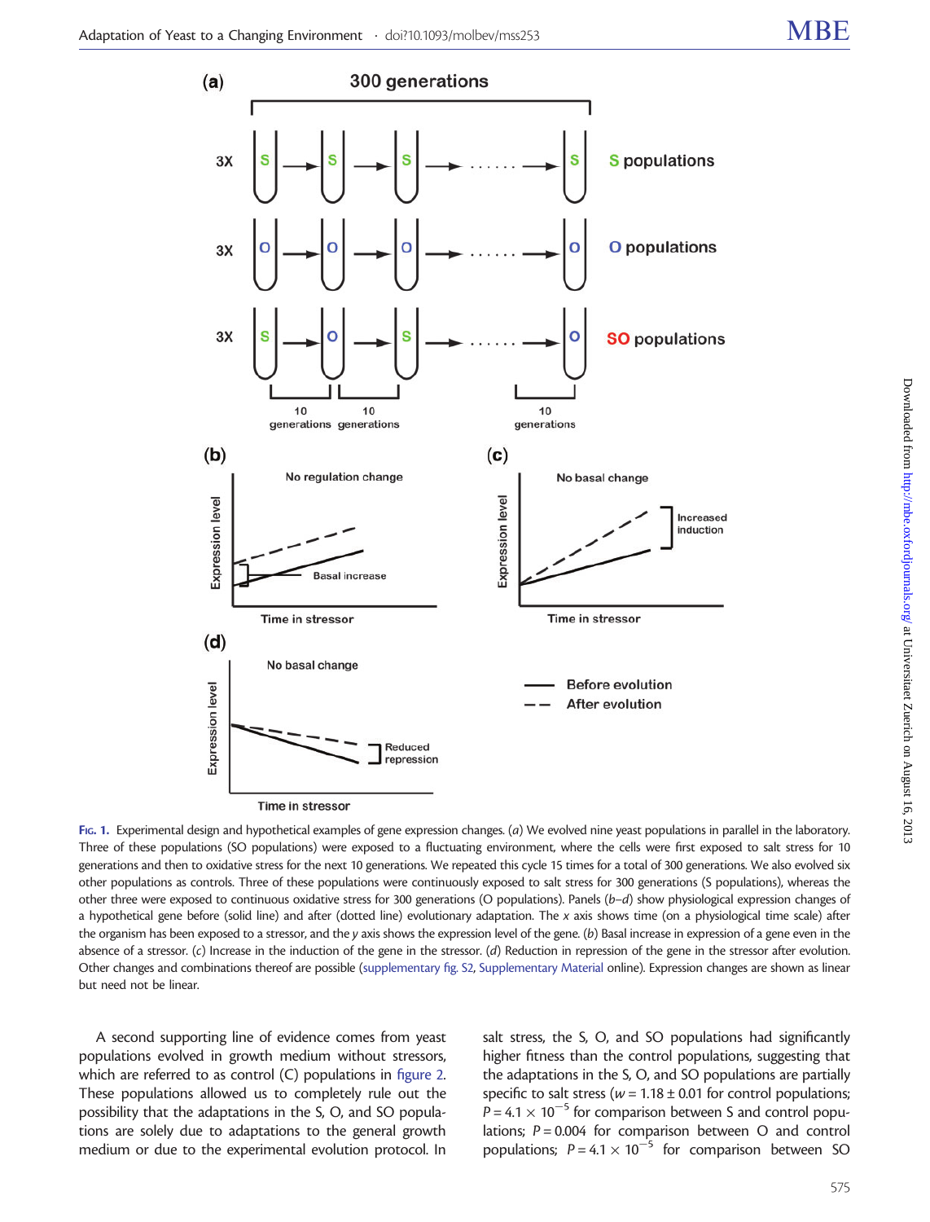Fig. 1. Experimental design and hypothetical examples of gene expression changes. (*a*) We evolved nine yeast populations in parallel in the laboratory. Three of these populations (SO populations) were exposed to a fluctuating environment, where the cells were first exposed to salt stress for 10 generations and then to oxidative stress for the next 10 generations. We repeated this cycle 15 times for a total of 300 generations. We also evolved six other populations as controls. Three of these populations were continuously exposed to salt stress for 300 generations (S populations), whereas the other three were exposed to continuous oxidative stress for 300 generations (O populations). Panels (*b*–*d*) show physiological expression changes of a hypothetical gene before (solid line) and after (dotted line) evolutionary adaptation. The *x* axis shows time (on a physiological time scale) after the organism has been exposed to a stressor, and the *y* axis shows the expression level of the gene. (*b*) Basal increase in expression of a gene even in the absence of a stressor. (*c*) Increase in the induction of the gene in the stressor. (*d*) Reduction in repression of the gene in the stressor after evolution. Other changes and combinations thereof are possible (supplementary fig. S2, Supplementary Material online). Expression changes are shown as linear but need not be linear.

A second supporting line of evidence comes from yeast populations evolved in growth medium without stressors, which are referred to as control (C) populations in figure 2. These populations allowed us to completely rule out the possibility that the adaptations in the S, O, and SO populations are solely due to adaptations to the general growth medium or due to the experimental evolution protocol. In salt stress, the S, O, and SO populations had significantly higher fitness than the control populations, suggesting that the adaptations in the S, O, and SO populations are partially specific to salt stress ($w = 1.18 \pm 0.01$ for control populations; $P = 4.1 \times 10^{-5}$ for comparison between S and control populations; $P = 0.004$ for comparison between O and control populations; $P = 4.1 \times 10^{-5}$ for comparison between SO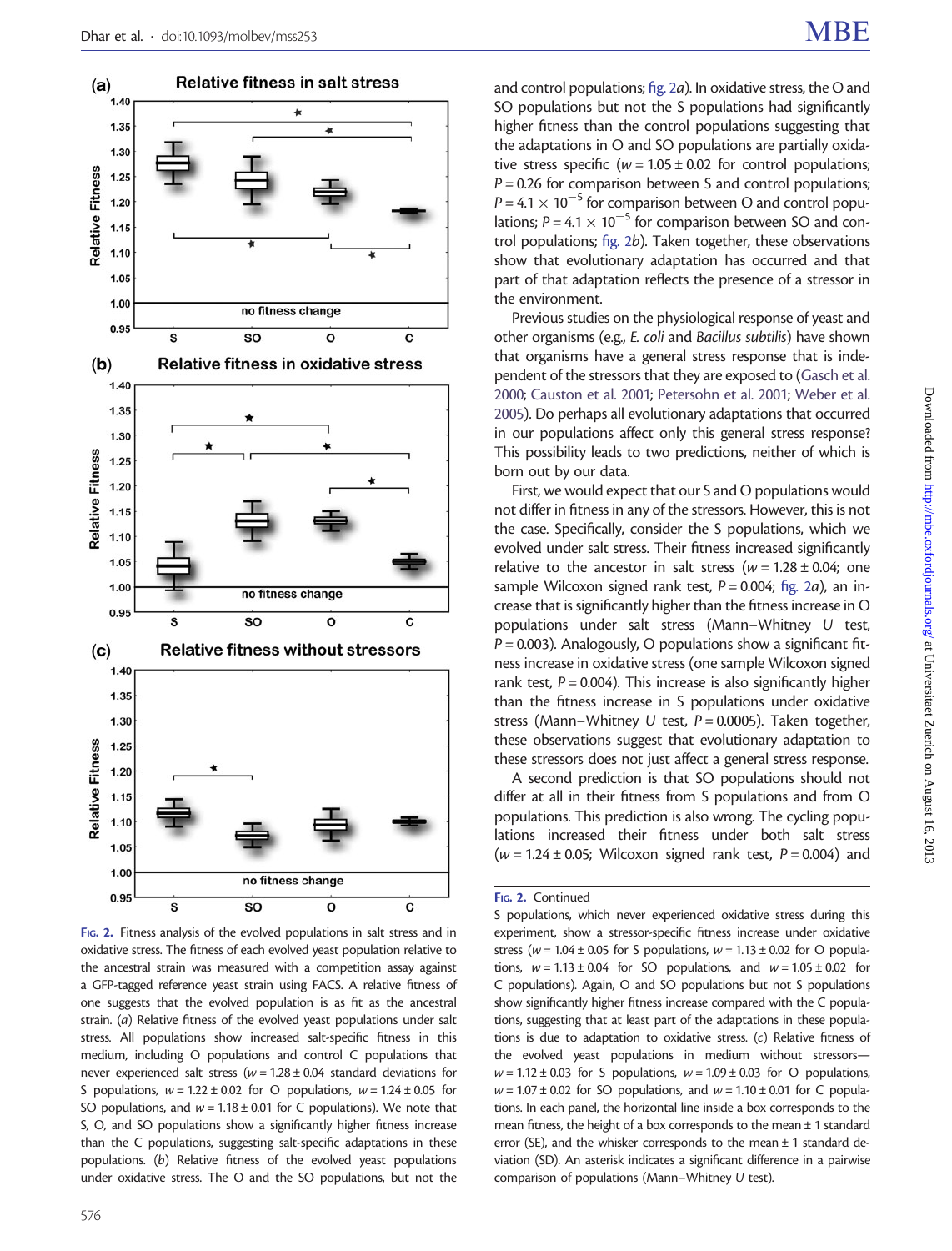**Fig. 2.** Fitness analysis of the evolved populations in salt stress and in oxidative stress. The fitness of each evolved yeast population relative to the ancestral strain was measured with a competition assay against a GFP-tagged reference yeast strain using FACS. A relative fitness of one suggests that the evolved population is as fit as the ancestral strain. (*a*) Relative fitness of the evolved yeast populations under salt stress. All populations show increased salt-specific fitness in this medium, including O populations and control C populations that never experienced salt stress ($w = 1.28 \pm 0.04$ standard deviations for S populations, $w = 1.22 \pm 0.02$ for O populations, $w = 1.24 \pm 0.05$ for SO populations, and $w = 1.18 \pm 0.01$ for C populations). We note that S, O, and SO populations show a significantly higher fitness increase than the C populations, suggesting salt-specific adaptations in these populations. (*b*) Relative fitness of the evolved yeast populations under oxidative stress. The O and the SO populations, but not the S populations, which never experienced oxidative stress during this experiment, show a stressor-specific fitness increase under oxidative stress ($w = 1.04 \pm 0.05$ for S populations, $w = 1.13 \pm 0.02$ for O populations, $w = 1.13 \pm 0.04$ for SO populations, and $w = 1.05 \pm 0.02$ for C populations). Again, O and SO populations but not S populations show significantly higher fitness increase compared with the C populations, suggesting that at least part of the adaptations in these populations is due to adaptation to oxidative stress. (*c*) Relative fitness of the evolved yeast populations in medium without stressors—$w = 1.12 \pm 0.03$ for S populations, $w = 1.09 \pm 0.03$ for O populations, $w = 1.07 \pm 0.02$ for SO populations, and $w = 1.10 \pm 0.01$ for C populations. In each panel, the horizontal line inside a box corresponds to the mean fitness, the height of a box corresponds to the mean ± 1 standard error (SE), and the whisker corresponds to the mean ± 1 standard deviation (SD). An asterisk indicates a significant difference in a pairwise comparison of populations (Mann–Whitney *U* test).

and control populations; fig. 2*a*). In oxidative stress, the O and SO populations but not the S populations had significantly higher fitness than the control populations suggesting that the adaptations in O and SO populations are partially oxidative stress specific ($w = 1.05 \pm 0.02$ for control populations; $P = 0.26$ for comparison between S and control populations; $P = 4.1 \times 10^{-5}$ for comparison between O and control populations; $P = 4.1 \times 10^{-5}$ for comparison between SO and control populations; fig. 2*b*). Taken together, these observations show that evolutionary adaptation has occurred and that part of that adaptation reflects the presence of a stressor in the environment.

Previous studies on the physiological response of yeast and other organisms (e.g., *E. coli* and *Bacillus subtilis*) have shown that organisms have a general stress response that is independent of the stressors that they are exposed to (Gasch et al. 2000; Causton et al. 2001; Petersohn et al. 2001; Weber et al. 2005). Do perhaps all evolutionary adaptations that occurred in our populations affect only this general stress response? This possibility leads to two predictions, neither of which is born out by our data.

First, we would expect that our S and O populations would not differ in fitness in any of the stressors. However, this is not the case. Specifically, consider the S populations, which we evolved under salt stress. Their fitness increased significantly relative to the ancestor in salt stress ($w = 1.28 \pm 0.04$; one sample Wilcoxon signed rank test, $P = 0.004$; fig. 2*a*), an increase that is significantly higher than the fitness increase in O populations under salt stress (Mann–Whitney *U* test, $P = 0.003$). Analogously, O populations show a significant fitness increase in oxidative stress (one sample Wilcoxon signed rank test, $P = 0.004$). This increase is also significantly higher than the fitness increase in S populations under oxidative stress (Mann–Whitney *U* test, $P = 0.0005$). Taken together, these observations suggest that evolutionary adaptation to these stressors does not just affect a general stress response.

A second prediction is that SO populations should not differ at all in their fitness from S populations and from O populations. This prediction is also wrong. The cycling populations increased their fitness under both salt stress ($w = 1.24 \pm 0.05$; Wilcoxon signed rank test, $P = 0.004$) and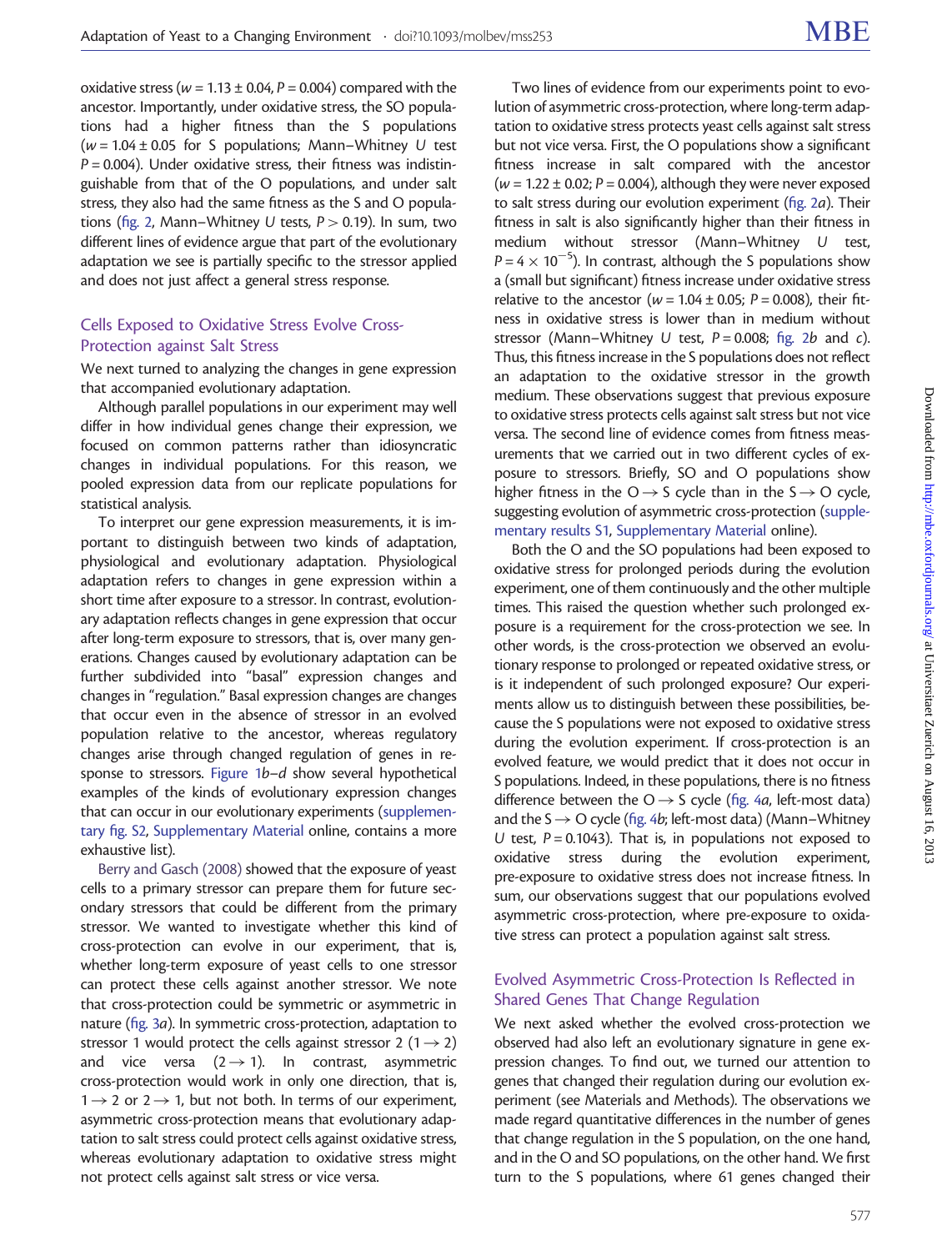oxidative stress ($w = 1.13 \pm 0.04$, $P = 0.004$) compared with the ancestor. Importantly, under oxidative stress, the SO populations had a higher fitness than the S populations ($w = 1.04 \pm 0.05$ for S populations; Mann–Whitney U test $P = 0.004$). Under oxidative stress, their fitness was indistinguishable from that of the O populations, and under salt stress, they also had the same fitness as the S and O populations (fig. 2, Mann–Whitney U tests, $P > 0.19$). In sum, two different lines of evidence argue that part of the evolutionary adaptation we see is partially specific to the stressor applied and does not just affect a general stress response.

## Cells Exposed to Oxidative Stress Evolve Cross-Protection against Salt Stress

We next turned to analyzing the changes in gene expression that accompanied evolutionary adaptation.

Although parallel populations in our experiment may well differ in how individual genes change their expression, we focused on common patterns rather than idiosyncratic changes in individual populations. For this reason, we pooled expression data from our replicate populations for statistical analysis.

To interpret our gene expression measurements, it is important to distinguish between two kinds of adaptation, physiological and evolutionary adaptation. Physiological adaptation refers to changes in gene expression within a short time after exposure to a stressor. In contrast, evolutionary adaptation reflects changes in gene expression that occur after long-term exposure to stressors, that is, over many generations. Changes caused by evolutionary adaptation can be further subdivided into "basal" expression changes and changes in "regulation." Basal expression changes are changes that occur even in the absence of stressor in an evolved population relative to the ancestor, whereas regulatory changes arise through changed regulation of genes in response to stressors. Figure 1*b*–*d* show several hypothetical examples of the kinds of evolutionary expression changes that can occur in our evolutionary experiments (supplementary fig. S2, Supplementary Material online, contains a more exhaustive list).

Berry and Gasch (2008) showed that the exposure of yeast cells to a primary stressor can prepare them for future secondary stressors that could be different from the primary stressor. We wanted to investigate whether this kind of cross-protection can evolve in our experiment, that is, whether long-term exposure of yeast cells to one stressor can protect these cells against another stressor. We note that cross-protection could be symmetric or asymmetric in nature (fig. 3*a*). In symmetric cross-protection, adaptation to stressor 1 would protect the cells against stressor 2 ($1 \rightarrow 2$) and vice versa ($2 \rightarrow 1$). In contrast, asymmetric cross-protection would work in only one direction, that is, $1 \rightarrow 2$ or $2 \rightarrow 1$, but not both. In terms of our experiment, asymmetric cross-protection means that evolutionary adaptation to salt stress could protect cells against oxidative stress, whereas evolutionary adaptation to oxidative stress might not protect cells against salt stress or vice versa.

Two lines of evidence from our experiments point to evolution of asymmetric cross-protection, where long-term adaptation to oxidative stress protects yeast cells against salt stress but not vice versa. First, the O populations show a significant fitness increase in salt compared with the ancestor ($w = 1.22 \pm 0.02$; $P = 0.004$), although they were never exposed to salt stress during our evolution experiment (fig. 2*a*). Their fitness in salt is also significantly higher than their fitness in medium without stressor (Mann–Whitney U test, $P = 4 \times 10^{-5}$). In contrast, although the S populations show a (small but significant) fitness increase under oxidative stress relative to the ancestor ($w = 1.04 \pm 0.05$; $P = 0.008$), their fitness in oxidative stress is lower than in medium without stressor (Mann–Whitney U test, $P = 0.008$; fig. 2*b* and *c*). Thus, this fitness increase in the S populations does not reflect an adaptation to the oxidative stressor in the growth medium. These observations suggest that previous exposure to oxidative stress protects cells against salt stress but not vice versa. The second line of evidence comes from fitness measurements that we carried out in two different cycles of exposure to stressors. Briefly, SO and O populations show higher fitness in the $O \rightarrow S$ cycle than in the $S \rightarrow O$ cycle, suggesting evolution of asymmetric cross-protection (supplementary results S1, Supplementary Material online).

Both the O and the SO populations had been exposed to oxidative stress for prolonged periods during the evolution experiment, one of them continuously and the other multiple times. This raised the question whether such prolonged exposure is a requirement for the cross-protection we see. In other words, is the cross-protection we observed an evolutionary response to prolonged or repeated oxidative stress, or is it independent of such prolonged exposure? Our experiments allow us to distinguish between these possibilities, because the S populations were not exposed to oxidative stress during the evolution experiment. If cross-protection is an evolved feature, we would predict that it does not occur in S populations. Indeed, in these populations, there is no fitness difference between the $O \rightarrow S$ cycle (fig. 4*a*, left-most data) and the $S \rightarrow O$ cycle (fig. 4*b*; left-most data) (Mann–Whitney U test, $P = 0.1043$). That is, in populations not exposed to oxidative stress during the evolution experiment, pre-exposure to oxidative stress does not increase fitness. In sum, our observations suggest that our populations evolved asymmetric cross-protection, where pre-exposure to oxidative stress can protect a population against salt stress.

## Evolved Asymmetric Cross-Protection Is Reflected in Shared Genes That Change Regulation

We next asked whether the evolved cross-protection we observed had also left an evolutionary signature in gene expression changes. To find out, we turned our attention to genes that changed their regulation during our evolution experiment (see Materials and Methods). The observations we made regard quantitative differences in the number of genes that change regulation in the S population, on the one hand, and in the O and SO populations, on the other hand. We first turn to the S populations, where 61 genes changed their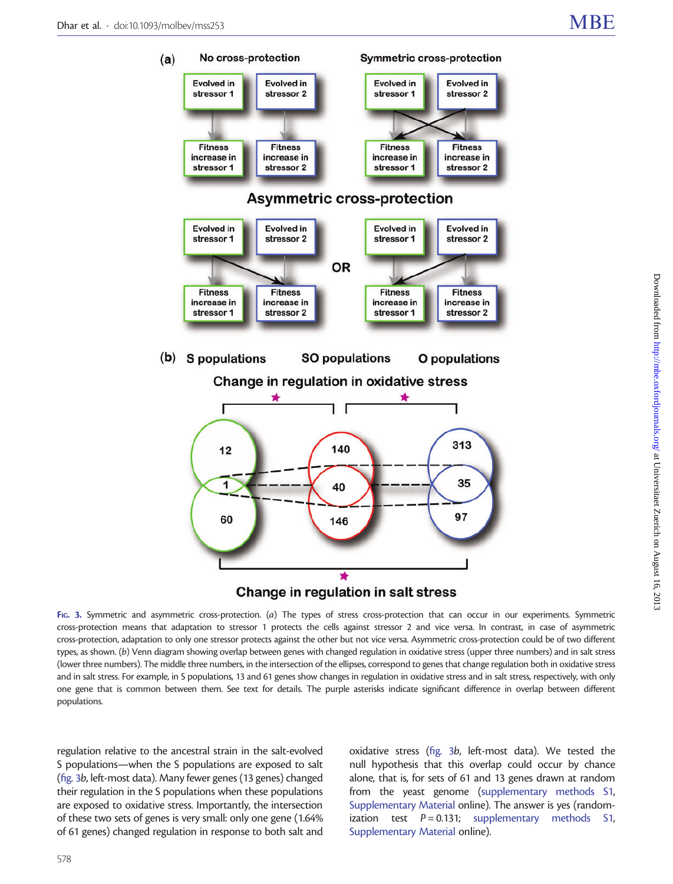**Fig. 3.** Symmetric and asymmetric cross-protection. (*a*) The types of stress cross-protection that can occur in our experiments. Symmetric cross-protection means that adaptation to stressor 1 protects the cells against stressor 2 and vice versa. In contrast, in case of asymmetric cross-protection, adaptation to only one stressor protects against the other but not vice versa. Asymmetric cross-protection could be of two different types, as shown. (*b*) Venn diagram showing overlap between genes with changed regulation in oxidative stress (upper three numbers) and in salt stress (lower three numbers). The middle three numbers, in the intersection of the ellipses, correspond to genes that change regulation both in oxidative stress and in salt stress. For example, in S populations, 13 and 61 genes show changes in regulation in oxidative stress and in salt stress, respectively, with only one gene that is common between them. See text for details. The purple asterisks indicate significant difference in overlap between different populations.

regulation relative to the ancestral strain in the salt-evolved S populations—when the S populations are exposed to salt (fig. 3*b*, left-most data). Many fewer genes (13 genes) changed their regulation in the S populations when these populations are exposed to oxidative stress. Importantly, the intersection of these two sets of genes is very small: only one gene (1.64% of 61 genes) changed regulation in response to both salt and oxidative stress (fig. 3*b*, left-most data). We tested the null hypothesis that this overlap could occur by chance alone, that is, for sets of 61 and 13 genes drawn at random from the yeast genome (supplementary methods S1, Supplementary Material online). The answer is yes (randomization test $P = 0.131$; supplementary methods S1, Supplementary Material online).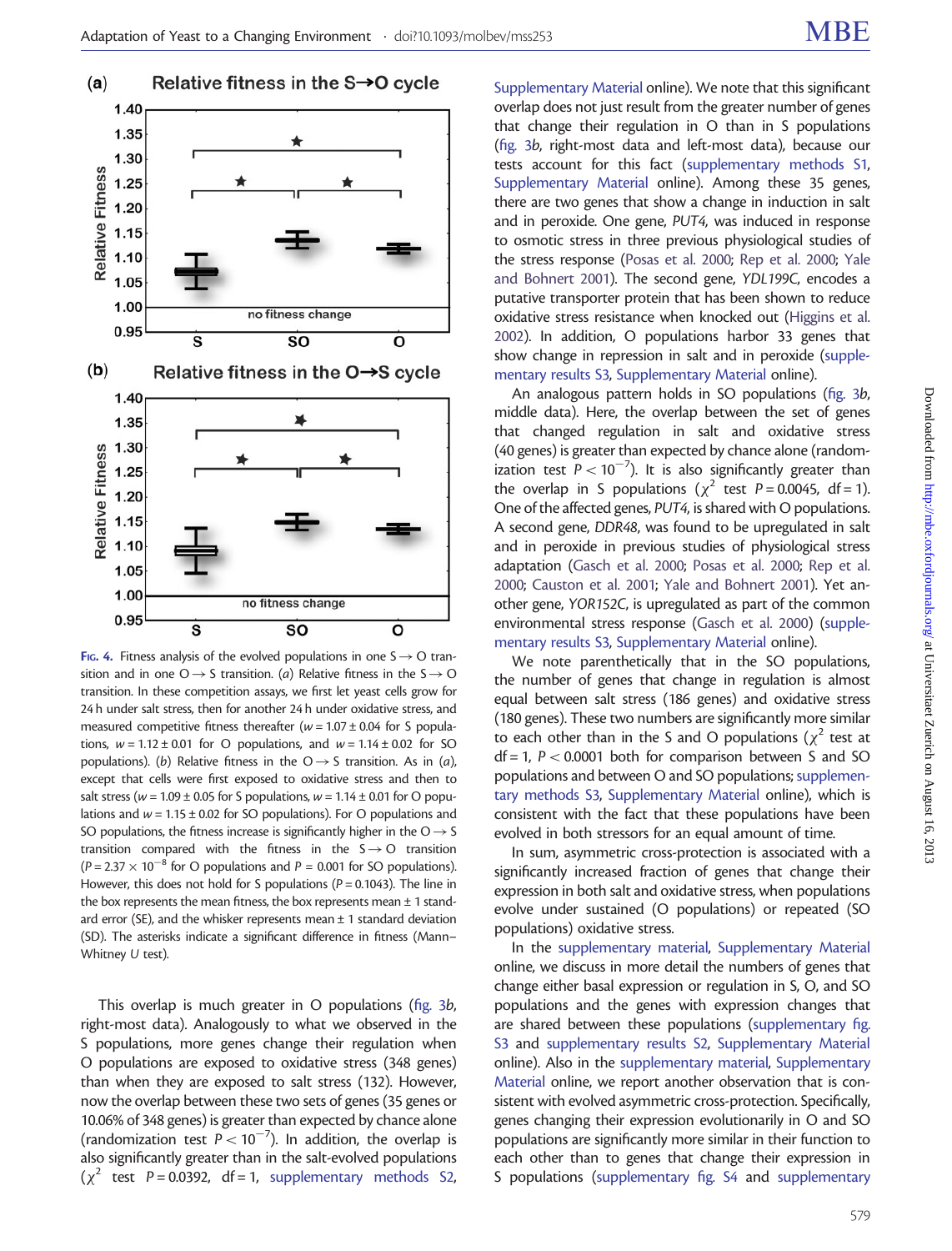FIG. 4. Fitness analysis of the evolved populations in one S → O transition and in one O → S transition. (*a*) Relative fitness in the S → O transition. In these competition assays, we first let yeast cells grow for 24 h under salt stress, then for another 24 h under oxidative stress, and measured competitive fitness thereafter ($w = 1.07 \pm 0.04$ for S populations, $w = 1.12 \pm 0.01$ for O populations, and $w = 1.14 \pm 0.02$ for SO populations). (*b*) Relative fitness in the O → S transition. As in (*a*), except that cells were first exposed to oxidative stress and then to salt stress ($w = 1.09 \pm 0.05$ for S populations, $w = 1.14 \pm 0.01$ for O populations and $w = 1.15 \pm 0.02$ for SO populations). For O populations and SO populations, the fitness increase is significantly higher in the O → S transition compared with the fitness in the S → O transition ($P = 2.37 \times 10^{-8}$ for O populations and $P = 0.001$ for SO populations). However, this does not hold for S populations ($P = 0.1043$). The line in the box represents the mean fitness, the box represents mean ± 1 standard error (SE), and the whisker represents mean ± 1 standard deviation (SD). The asterisks indicate a significant difference in fitness (Mann–Whitney U test).

This overlap is much greater in O populations (fig. 3*b*, right-most data). Analogously to what we observed in the S populations, more genes change their regulation when O populations are exposed to oxidative stress (348 genes) than when they are exposed to salt stress (132). However, now the overlap between these two sets of genes (35 genes or 10.06% of 348 genes) is greater than expected by chance alone (randomization test $P < 10^{-7}$). In addition, the overlap is also significantly greater than in the salt-evolved populations ($\chi^2$ test $P = 0.0392$, df = 1, supplementary methods S2, Supplementary Material online). We note that this significant overlap does not just result from the greater number of genes that change their regulation in O than in S populations (fig. 3*b*, right-most data and left-most data), because our tests account for this fact (supplementary methods S1, Supplementary Material online). Among these 35 genes, there are two genes that show a change in induction in salt and in peroxide. One gene, *PUT4*, was induced in response to osmotic stress in three previous physiological studies of the stress response (Posas et al. 2000; Rep et al. 2000; Yale and Bohnert 2001). The second gene, *YDL199C*, encodes a putative transporter protein that has been shown to reduce oxidative stress resistance when knocked out (Higgins et al. 2002). In addition, O populations harbor 33 genes that show change in repression in salt and in peroxide (supplementary results S3, Supplementary Material online).

An analogous pattern holds in SO populations (fig. 3*b*, middle data). Here, the overlap between the set of genes that changed regulation in salt and oxidative stress (40 genes) is greater than expected by chance alone (randomization test $P < 10^{-7}$). It is also significantly greater than the overlap in S populations ($\chi^2$ test $P = 0.0045$, df = 1). One of the affected genes, *PUT4*, is shared with O populations. A second gene, *DDR48*, was found to be upregulated in salt and in peroxide in previous studies of physiological stress adaptation (Gasch et al. 2000; Posas et al. 2000; Rep et al. 2000; Causton et al. 2001; Yale and Bohnert 2001). Yet another gene, *YOR152C*, is upregulated as part of the common environmental stress response (Gasch et al. 2000) (supplementary results S3, Supplementary Material online).

We note parenthetically that in the SO populations, the number of genes that change in regulation is almost equal between salt stress (186 genes) and oxidative stress (180 genes). These two numbers are significantly more similar to each other than in the S and O populations ($\chi^2$ test at df = 1, $P < 0.0001$ both for comparison between S and SO populations and between O and SO populations; supplementary methods S3, Supplementary Material online), which is consistent with the fact that these populations have been evolved in both stressors for an equal amount of time.

In sum, asymmetric cross-protection is associated with a significantly increased fraction of genes that change their expression in both salt and oxidative stress, when populations evolve under sustained (O populations) or repeated (SO populations) oxidative stress.

In the supplementary material, Supplementary Material online, we discuss in more detail the numbers of genes that change either basal expression or regulation in S, O, and SO populations and the genes with expression changes that are shared between these populations (supplementary fig. S3 and supplementary results S2, Supplementary Material online). Also in the supplementary material, Supplementary Material online, we report another observation that is consistent with evolved asymmetric cross-protection. Specifically, genes changing their expression evolutionarily in O and SO populations are significantly more similar in their function to each other than to genes that change their expression in S populations (supplementary fig. S4 and supplementary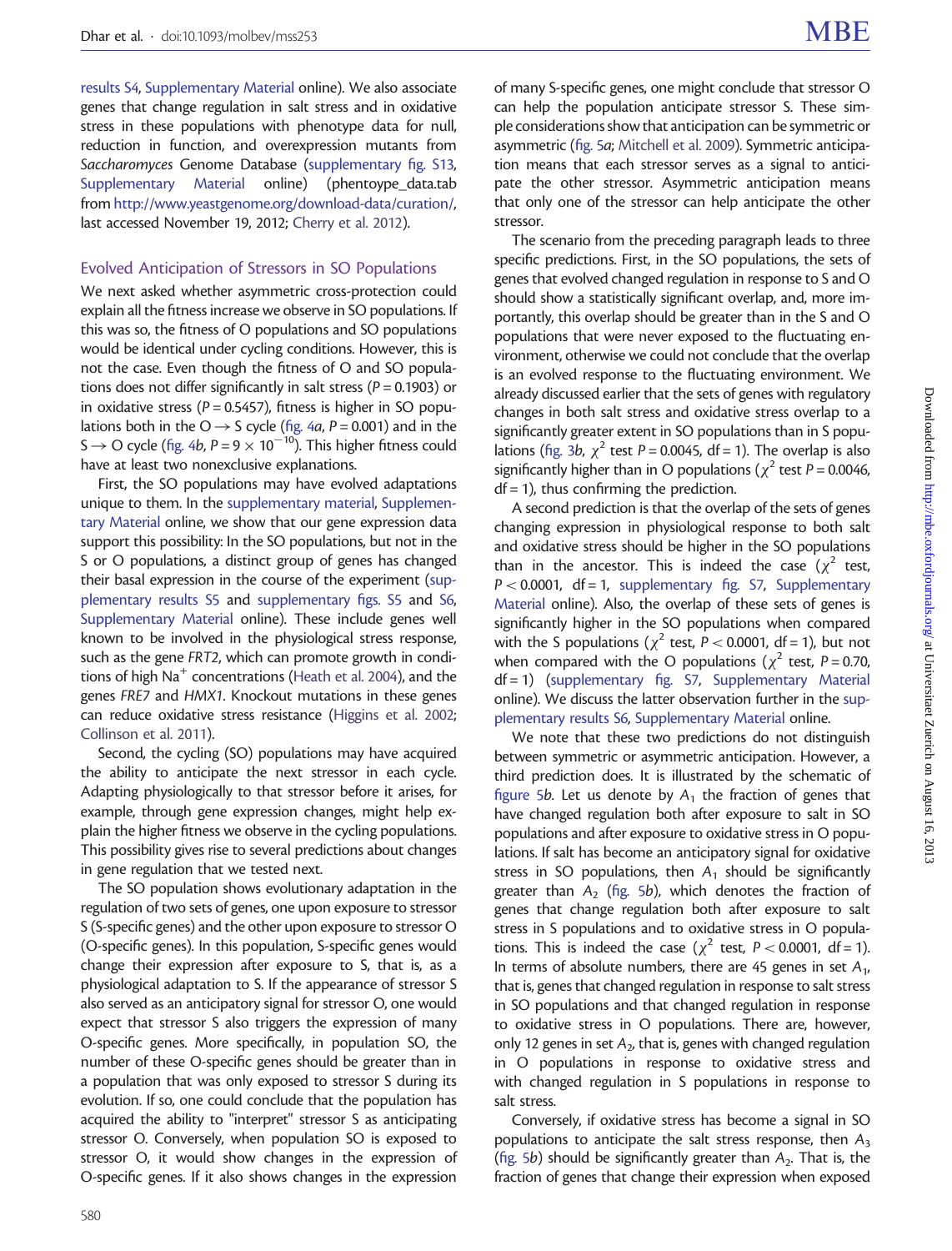results S4, Supplementary Material online). We also associate genes that change regulation in salt stress and in oxidative stress in these populations with phenotype data for null, reduction in function, and overexpression mutants from *Saccharomyces* Genome Database (supplementary fig. S13, Supplementary Material online) (phentoype_data.tab from http://www.yeastgenome.org/download-data/curation/, last accessed November 19, 2012; Cherry et al. 2012).

## Evolved Anticipation of Stressors in SO Populations

We next asked whether asymmetric cross-protection could explain all the fitness increase we observe in SO populations. If this was so, the fitness of O populations and SO populations would be identical under cycling conditions. However, this is not the case. Even though the fitness of O and SO populations does not differ significantly in salt stress ($P = 0.1903$) or in oxidative stress ($P = 0.5457$), fitness is higher in SO populations both in the O → S cycle (fig. 4*a*, $P = 0.001$) and in the S → O cycle (fig. 4*b*, $P = 9 \times 10^{-10}$). This higher fitness could have at least two nonexclusive explanations.

First, the SO populations may have evolved adaptations unique to them. In the supplementary material, Supplementary Material online, we show that our gene expression data support this possibility: In the SO populations, but not in the S or O populations, a distinct group of genes has changed their basal expression in the course of the experiment (supplementary results S5 and supplementary figs. S5 and S6, Supplementary Material online). These include genes well known to be involved in the physiological stress response, such as the gene *FRT2*, which can promote growth in conditions of high $Na^{+}$ concentrations (Heath et al. 2004), and the genes *FRE7* and *HMX1*. Knockout mutations in these genes can reduce oxidative stress resistance (Higgins et al. 2002; Collinson et al. 2011).

Second, the cycling (SO) populations may have acquired the ability to anticipate the next stressor in each cycle. Adapting physiologically to that stressor before it arises, for example, through gene expression changes, might help explain the higher fitness we observe in the cycling populations. This possibility gives rise to several predictions about changes in gene regulation that we tested next.

The SO population shows evolutionary adaptation in the regulation of two sets of genes, one upon exposure to stressor S (S-specific genes) and the other upon exposure to stressor O (O-specific genes). In this population, S-specific genes would change their expression after exposure to S, that is, as a physiological adaptation to S. If the appearance of stressor S also served as an anticipatory signal for stressor O, one would expect that stressor S also triggers the expression of many O-specific genes. More specifically, in population SO, the number of these O-specific genes should be greater than in a population that was only exposed to stressor S during its evolution. If so, one could conclude that the population has acquired the ability to "interpret" stressor S as anticipating stressor O. Conversely, when population SO is exposed to stressor O, it would show changes in the expression of O-specific genes. If it also shows changes in the expression of many S-specific genes, one might conclude that stressor O can help the population anticipate stressor S. These simple considerations show that anticipation can be symmetric or asymmetric (fig. 5*a*; Mitchell et al. 2009). Symmetric anticipation means that each stressor serves as a signal to anticipate the other stressor. Asymmetric anticipation means that only one of the stressor can help anticipate the other stressor.

The scenario from the preceding paragraph leads to three specific predictions. First, in the SO populations, the sets of genes that evolved changed regulation in response to S and O should show a statistically significant overlap, and, more importantly, this overlap should be greater than in the S and O populations that were never exposed to the fluctuating environment, otherwise we could not conclude that the overlap is an evolved response to the fluctuating environment. We already discussed earlier that the sets of genes with regulatory changes in both salt stress and oxidative stress overlap to a significantly greater extent in SO populations than in S populations (fig. 3*b*, $\chi^2$ test $P = 0.0045$, df = 1). The overlap is also significantly higher than in O populations ($\chi^2$ test $P = 0.0046$, df = 1), thus confirming the prediction.

A second prediction is that the overlap of the sets of genes changing expression in physiological response to both salt and oxidative stress should be higher in the SO populations than in the ancestor. This is indeed the case ($\chi^2$ test, $P < 0.0001$, df = 1, supplementary fig. S7, Supplementary Material online). Also, the overlap of these sets of genes is significantly higher in the SO populations when compared with the S populations ($\chi^2$ test, $P < 0.0001$, df = 1), but not when compared with the O populations ($\chi^2$ test, $P = 0.70$, df = 1) (supplementary fig. S7, Supplementary Material online). We discuss the latter observation further in the supplementary results S6, Supplementary Material online.

We note that these two predictions do not distinguish between symmetric or asymmetric anticipation. However, a third prediction does. It is illustrated by the schematic of figure 5*b*. Let us denote by $A_1$ the fraction of genes that have changed regulation both after exposure to salt in SO populations and after exposure to oxidative stress in O populations. If salt has become an anticipatory signal for oxidative stress in SO populations, then $A_1$ should be significantly greater than $A_2$ (fig. 5*b*), which denotes the fraction of genes that change regulation both after exposure to salt stress in S populations and to oxidative stress in O populations. This is indeed the case ($\chi^2$ test, $P < 0.0001$, df = 1). In terms of absolute numbers, there are 45 genes in set $A_1$, that is, genes that changed regulation in response to salt stress in SO populations and that changed regulation in response to oxidative stress in O populations. There are, however, only 12 genes in set $A_2$, that is, genes with changed regulation in O populations in response to oxidative stress and with changed regulation in S populations in response to salt stress.

Conversely, if oxidative stress has become a signal in SO populations to anticipate the salt stress response, then $A_3$ (fig. 5*b*) should be significantly greater than $A_2$. That is, the fraction of genes that change their expression when exposed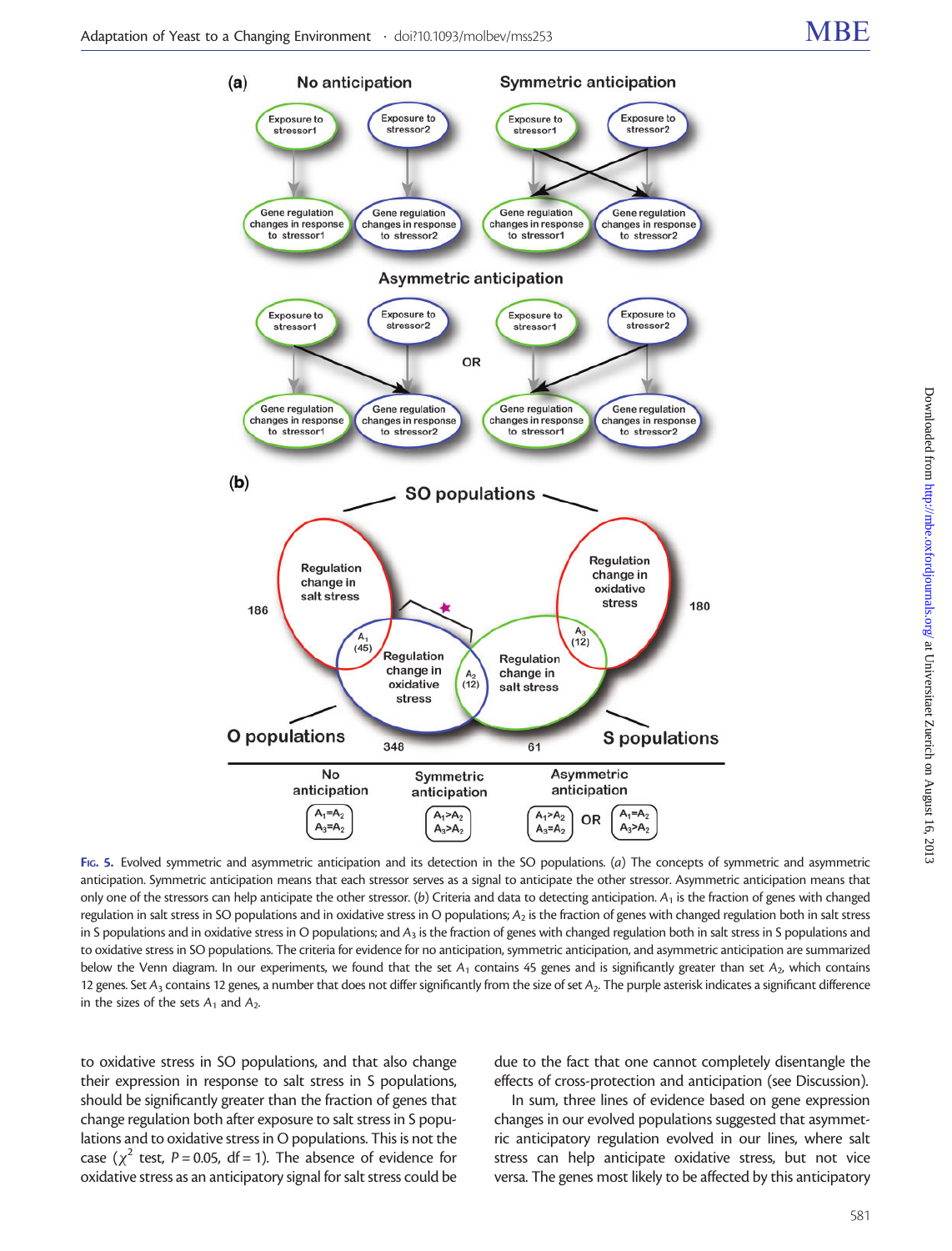Fig. 5. Evolved symmetric and asymmetric anticipation and its detection in the SO populations. (*a*) The concepts of symmetric and asymmetric anticipation. Symmetric anticipation means that each stressor serves as a signal to anticipate the other stressor. Asymmetric anticipation means that only one of the stressors can help anticipate the other stressor. (*b*) Criteria and data to detecting anticipation. $A_1$ is the fraction of genes with changed regulation in salt stress in SO populations and in oxidative stress in O populations; $A_2$ is the fraction of genes with changed regulation both in salt stress in S populations and in oxidative stress in O populations; and $A_3$ is the fraction of genes with changed regulation both in salt stress in S populations and to oxidative stress in SO populations. The criteria for evidence for no anticipation, symmetric anticipation, and asymmetric anticipation are summarized below the Venn diagram. In our experiments, we found that the set $A_1$ contains 45 genes and is significantly greater than set $A_2$, which contains 12 genes. Set $A_3$ contains 12 genes, a number that does not differ significantly from the size of set $A_2$. The purple asterisk indicates a significant difference in the sizes of the sets $A_1$ and $A_2$.

to oxidative stress in SO populations, and that also change their expression in response to salt stress in S populations, should be significantly greater than the fraction of genes that change regulation both after exposure to salt stress in S populations and to oxidative stress in O populations. This is not the case ($\chi^2$ test, $P = 0.05$, df = 1). The absence of evidence for oxidative stress as an anticipatory signal for salt stress could be due to the fact that one cannot completely disentangle the effects of cross-protection and anticipation (see Discussion).

In sum, three lines of evidence based on gene expression changes in our evolved populations suggested that asymmetric anticipatory regulation evolved in our lines, where salt stress can help anticipate oxidative stress, but not vice versa. The genes most likely to be affected by this anticipatory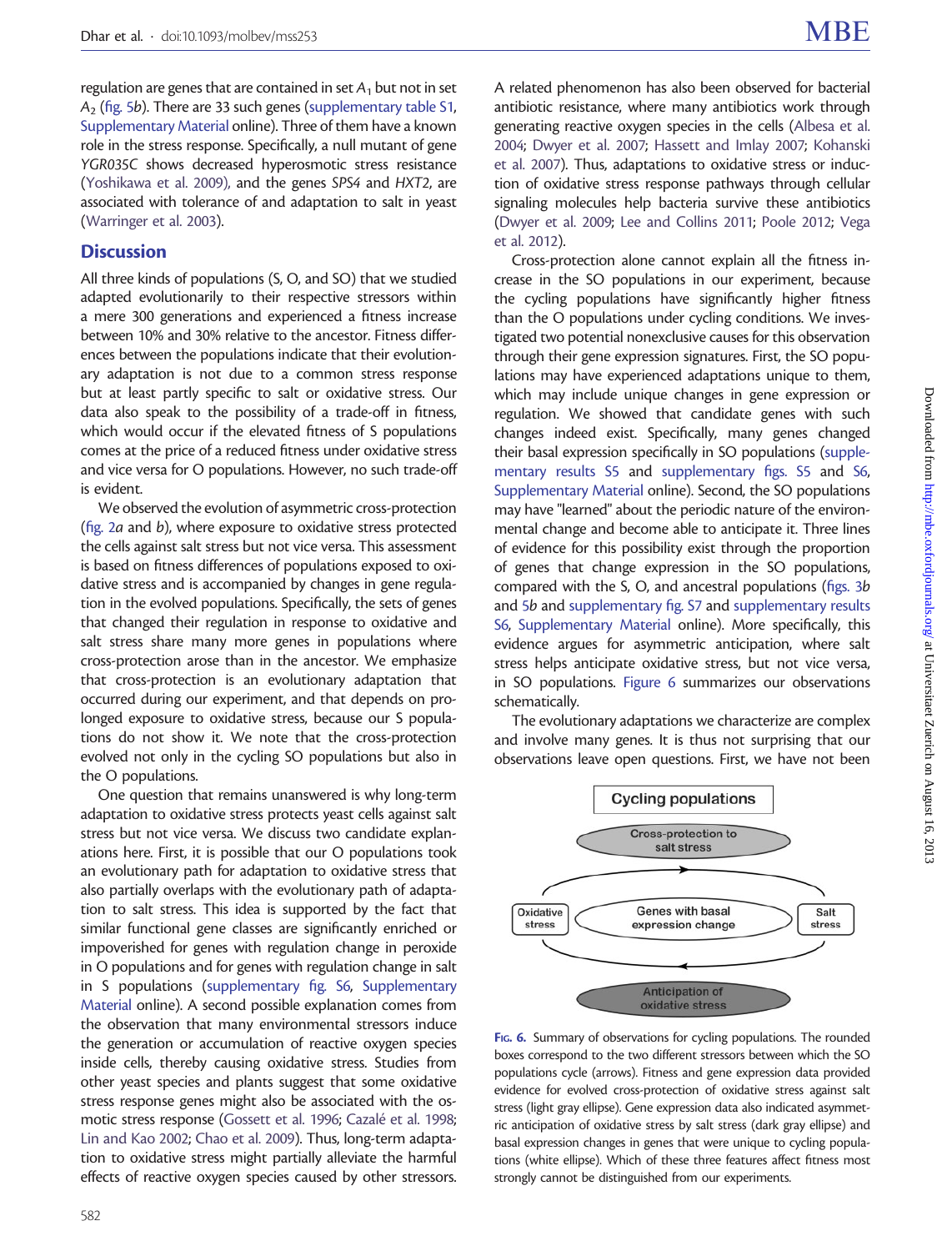regulation are genes that are contained in set $A_1$ but not in set $A_2$ (fig. 5*b*). There are 33 such genes (supplementary table S1, Supplementary Material online). Three of them have a known role in the stress response. Specifically, a null mutant of gene *YGR035C* shows decreased hyperosmotic stress resistance (Yoshikawa et al. 2009), and the genes *SPS4* and *HXT2*, are associated with tolerance of and adaptation to salt in yeast (Warringer et al. 2003).

## Discussion

All three kinds of populations (S, O, and SO) that we studied adapted evolutionarily to their respective stressors within a mere 300 generations and experienced a fitness increase between 10% and 30% relative to the ancestor. Fitness differences between the populations indicate that their evolutionary adaptation is not due to a common stress response but at least partly specific to salt or oxidative stress. Our data also speak to the possibility of a trade-off in fitness, which would occur if the elevated fitness of S populations comes at the price of a reduced fitness under oxidative stress and vice versa for O populations. However, no such trade-off is evident.

We observed the evolution of asymmetric cross-protection (fig. 2*a* and *b*), where exposure to oxidative stress protected the cells against salt stress but not vice versa. This assessment is based on fitness differences of populations exposed to oxidative stress and is accompanied by changes in gene regulation in the evolved populations. Specifically, the sets of genes that changed their regulation in response to oxidative and salt stress share many more genes in populations where cross-protection arose than in the ancestor. We emphasize that cross-protection is an evolutionary adaptation that occurred during our experiment, and that depends on prolonged exposure to oxidative stress, because our S populations do not show it. We note that the cross-protection evolved not only in the cycling SO populations but also in the O populations.

One question that remains unanswered is why long-term adaptation to oxidative stress protects yeast cells against salt stress but not vice versa. We discuss two candidate explanations here. First, it is possible that our O populations took an evolutionary path for adaptation to oxidative stress that also partially overlaps with the evolutionary path of adaptation to salt stress. This idea is supported by the fact that similar functional gene classes are significantly enriched or impoverished for genes with regulation change in peroxide in O populations and for genes with regulation change in salt in S populations (supplementary fig. S6, Supplementary Material online). A second possible explanation comes from the observation that many environmental stressors induce the generation or accumulation of reactive oxygen species inside cells, thereby causing oxidative stress. Studies from other yeast species and plants suggest that some oxidative stress response genes might also be associated with the osmotic stress response (Gossett et al. 1996; Cazalé et al. 1998; Lin and Kao 2002; Chao et al. 2009). Thus, long-term adaptation to oxidative stress might partially alleviate the harmful effects of reactive oxygen species caused by other stressors. A related phenomenon has also been observed for bacterial antibiotic resistance, where many antibiotics work through generating reactive oxygen species in the cells (Albesa et al. 2004; Dwyer et al. 2007; Hassett and Imlay 2007; Kohanski et al. 2007). Thus, adaptations to oxidative stress or induction of oxidative stress response pathways through cellular signaling molecules help bacteria survive these antibiotics (Dwyer et al. 2009; Lee and Collins 2011; Poole 2012; Vega et al. 2012).

Cross-protection alone cannot explain all the fitness increase in the SO populations in our experiment, because the cycling populations have significantly higher fitness than the O populations under cycling conditions. We investigated two potential nonexclusive causes for this observation through their gene expression signatures. First, the SO populations may have experienced adaptations unique to them, which may include unique changes in gene expression or regulation. We showed that candidate genes with such changes indeed exist. Specifically, many genes changed their basal expression specifically in SO populations (supplementary results S5 and supplementary figs. S5 and S6, Supplementary Material online). Second, the SO populations may have "learned" about the periodic nature of the environmental change and become able to anticipate it. Three lines of evidence for this possibility exist through the proportion of genes that change expression in the SO populations, compared with the S, O, and ancestral populations (figs. 3*b* and 5*b* and supplementary fig. S7 and supplementary results S6, Supplementary Material online). More specifically, this evidence argues for asymmetric anticipation, where salt stress helps anticipate oxidative stress, but not vice versa, in SO populations. Figure 6 summarizes our observations schematically.

The evolutionary adaptations we characterize are complex and involve many genes. It is thus not surprising that our observations leave open questions. First, we have not been

Cycling populations
Cross-protection to salt stress
Oxidative stress
Genes with basal expression change
Salt stress
Anticipation of oxidative stress

Fig. 6. Summary of observations for cycling populations. The rounded boxes correspond to the two different stressors between which the SO populations cycle (arrows). Fitness and gene expression data provided evidence for evolved cross-protection of oxidative stress against salt stress (light gray ellipse). Gene expression data also indicated asymmetric anticipation of oxidative stress by salt stress (dark gray ellipse) and basal expression changes in genes that were unique to cycling populations (white ellipse). Which of these three features affect fitness most strongly cannot be distinguished from our experiments.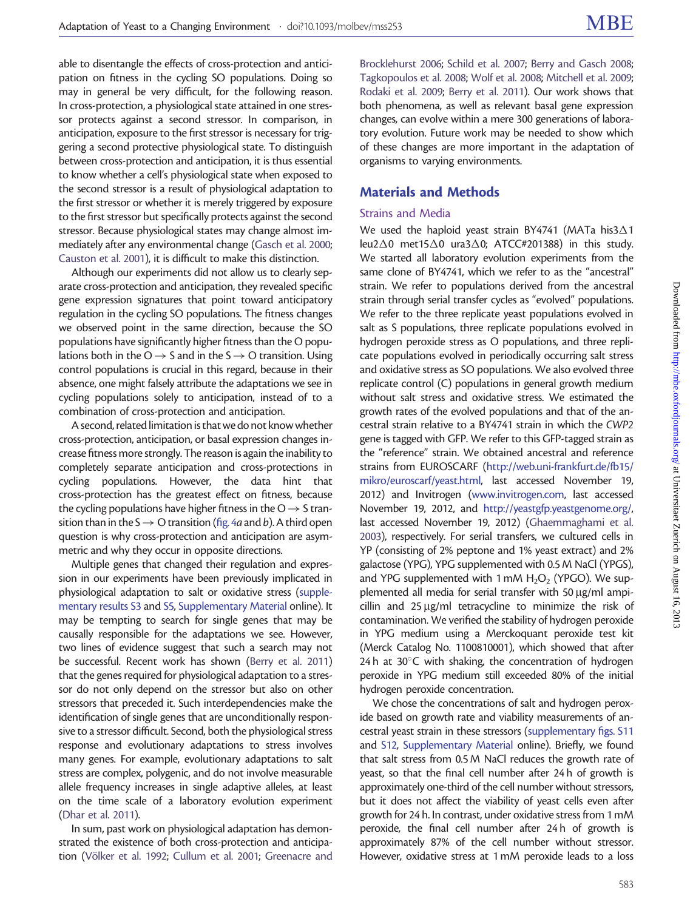able to disentangle the effects of cross-protection and anticipation on fitness in the cycling SO populations. Doing so may in general be very difficult, for the following reason. In cross-protection, a physiological state attained in one stressor protects against a second stressor. In comparison, in anticipation, exposure to the first stressor is necessary for triggering a second protective physiological state. To distinguish between cross-protection and anticipation, it is thus essential to know whether a cell's physiological state when exposed to the second stressor is a result of physiological adaptation to the first stressor or whether it is merely triggered by exposure to the first stressor but specifically protects against the second stressor. Because physiological states may change almost immediately after any environmental change (Gasch et al. 2000; Causton et al. 2001), it is difficult to make this distinction.

Although our experiments did not allow us to clearly separate cross-protection and anticipation, they revealed specific gene expression signatures that point toward anticipatory regulation in the cycling SO populations. The fitness changes we observed point in the same direction, because the SO populations have significantly higher fitness than the O populations both in the O → S and in the S → O transition. Using control populations is crucial in this regard, because in their absence, one might falsely attribute the adaptations we see in cycling populations solely to anticipation, instead of to a combination of cross-protection and anticipation.

A second, related limitation is that we do not know whether cross-protection, anticipation, or basal expression changes increase fitness more strongly. The reason is again the inability to completely separate anticipation and cross-protections in cycling populations. However, the data hint that cross-protection has the greatest effect on fitness, because the cycling populations have higher fitness in the O → S transition than in the S → O transition (fig. 4*a* and *b*). A third open question is why cross-protection and anticipation are asymmetric and why they occur in opposite directions.

Multiple genes that changed their regulation and expression in our experiments have been previously implicated in physiological adaptation to salt or oxidative stress (supplementary results S3 and S5, Supplementary Material online). It may be tempting to search for single genes that may be causally responsible for the adaptations we see. However, two lines of evidence suggest that such a search may not be successful. Recent work has shown (Berry et al. 2011) that the genes required for physiological adaptation to a stressor do not only depend on the stressor but also on other stressors that preceded it. Such interdependencies make the identification of single genes that are unconditionally responsive to a stressor difficult. Second, both the physiological stress response and evolutionary adaptations to stress involves many genes. For example, evolutionary adaptations to salt stress are complex, polygenic, and do not involve measurable allele frequency increases in single adaptive alleles, at least on the time scale of a laboratory evolution experiment (Dhar et al. 2011).

In sum, past work on physiological adaptation has demonstrated the existence of both cross-protection and anticipation (Völker et al. 1992; Cullum et al. 2001; Greenacre and Brocklehurst 2006; Schild et al. 2007; Berry and Gasch 2008; Tagkopoulos et al. 2008; Wolf et al. 2008; Mitchell et al. 2009; Rodaki et al. 2009; Berry et al. 2011). Our work shows that both phenomena, as well as relevant basal gene expression changes, can evolve within a mere 300 generations of laboratory evolution. Future work may be needed to show which of these changes are more important in the adaptation of organisms to varying environments.

## Materials and Methods

### Strains and Media

We used the haploid yeast strain BY4741 (MATa his3Δ1 leu2Δ0 met15Δ0 ura3Δ0; ATCC#201388) in this study. We started all laboratory evolution experiments from the same clone of BY4741, which we refer to as the "ancestral" strain. We refer to populations derived from the ancestral strain through serial transfer cycles as "evolved" populations. We refer to the three replicate yeast populations evolved in salt as S populations, three replicate populations evolved in hydrogen peroxide stress as O populations, and three replicate populations evolved in periodically occurring salt stress and oxidative stress as SO populations. We also evolved three replicate control (C) populations in general growth medium without salt stress and oxidative stress. We estimated the growth rates of the evolved populations and that of the ancestral strain relative to a BY4741 strain in which the *CWP2* gene is tagged with GFP. We refer to this GFP-tagged strain as the "reference" strain. We obtained ancestral and reference strains from EUROSCARF (http://web.uni-frankfurt.de/fb15/mikro/euroscarf/yeast.html, last accessed November 19, 2012) and Invitrogen (www.invitrogen.com, last accessed November 19, 2012, and http://yeastgfp.yeastgenome.org/, last accessed November 19, 2012) (Ghaemmaghami et al. 2003), respectively. For serial transfers, we cultured cells in YP (consisting of 2% peptone and 1% yeast extract) and 2% galactose (YPG), YPG supplemented with 0.5 M NaCl (YPGS), and YPG supplemented with 1 mM $H_2O_2$ (YPGO). We supplemented all media for serial transfer with 50 µg/ml ampicillin and 25 µg/ml tetracycline to minimize the risk of contamination. We verified the stability of hydrogen peroxide in YPG medium using a Merckoquant peroxide test kit (Merck Catalog No. 1100810001), which showed that after 24 h at 30°C with shaking, the concentration of hydrogen peroxide in YPG medium still exceeded 80% of the initial hydrogen peroxide concentration.

We chose the concentrations of salt and hydrogen peroxide based on growth rate and viability measurements of ancestral yeast strain in these stressors (supplementary figs. S11 and S12, Supplementary Material online). Briefly, we found that salt stress from 0.5 M NaCl reduces the growth rate of yeast, so that the final cell number after 24 h of growth is approximately one-third of the cell number without stressors, but it does not affect the viability of yeast cells even after growth for 24 h. In contrast, under oxidative stress from 1 mM peroxide, the final cell number after 24 h of growth is approximately 87% of the cell number without stressor. However, oxidative stress at 1 mM peroxide leads to a loss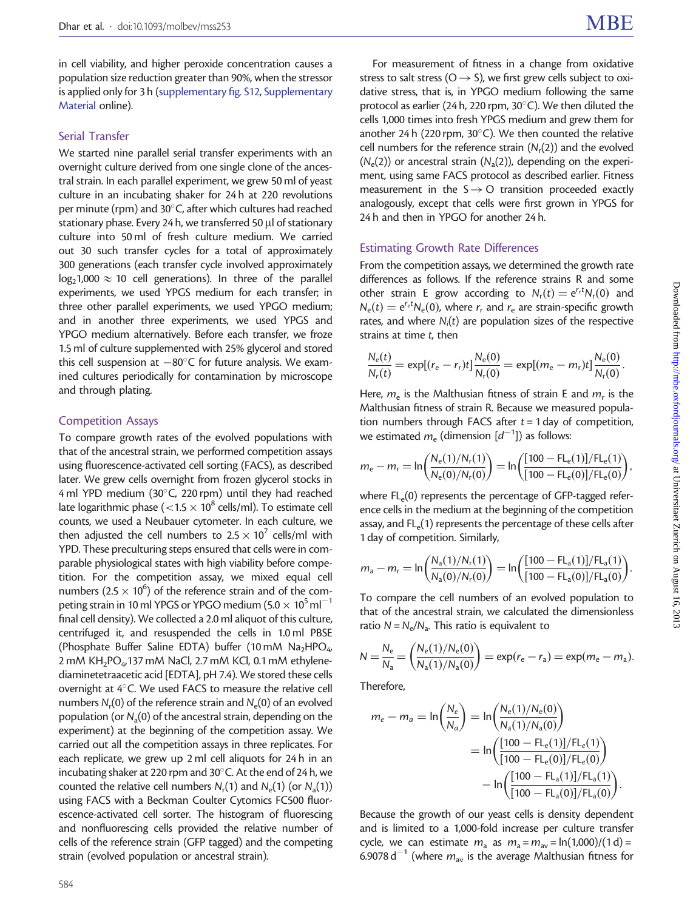in cell viability, and higher peroxide concentration causes a population size reduction greater than 90%, when the stressor is applied only for 3 h (supplementary fig. S12, Supplementary Material online).

### Serial Transfer

We started nine parallel serial transfer experiments with an overnight culture derived from one single clone of the ancestral strain. In each parallel experiment, we grew 50 ml of yeast culture in an incubating shaker for 24 h at 220 revolutions per minute (rpm) and 30°C, after which cultures had reached stationary phase. Every 24 h, we transferred 50 µl of stationary culture into 50 ml of fresh culture medium. We carried out 30 such transfer cycles for a total of approximately 300 generations (each transfer cycle involved approximately $\log_2 1{,}000 \approx 10$ cell generations). In three of the parallel experiments, we used YPGS medium for each transfer; in three other parallel experiments, we used YPGO medium; and in another three experiments, we used YPGS and YPGO medium alternatively. Before each transfer, we froze 1.5 ml of culture supplemented with 25% glycerol and stored this cell suspension at −80°C for future analysis. We examined cultures periodically for contamination by microscope and through plating.

### Competition Assays

To compare growth rates of the evolved populations with that of the ancestral strain, we performed competition assays using fluorescence-activated cell sorting (FACS), as described later. We grew cells overnight from frozen glycerol stocks in 4 ml YPD medium (30°C, 220 rpm) until they had reached late logarithmic phase ($<1.5 \times 10^8$ cells/ml). To estimate cell counts, we used a Neubauer cytometer. In each culture, we then adjusted the cell numbers to $2.5 \times 10^7$ cells/ml with YPD. These preculturing steps ensured that cells were in comparable physiological states with high viability before competition. For the competition assay, we mixed equal cell numbers ($2.5 \times 10^6$) of the reference strain and of the competing strain in 10 ml YPGS or YPGO medium ($5.0 \times 10^5\ \text{ml}^{-1}$ final cell density). We collected a 2.0 ml aliquot of this culture, centrifuged it, and resuspended the cells in 1.0 ml PBSE (Phosphate Buffer Saline EDTA) buffer (10 mM $Na_2HPO_4$, 2 mM $KH_2PO_4$, 137 mM NaCl, 2.7 mM KCl, 0.1 mM ethylenediaminetetraacetic acid [EDTA], pH 7.4). We stored these cells overnight at 4°C. We used FACS to measure the relative cell numbers $N_r(0)$ of the reference strain and $N_e(0)$ of an evolved population (or $N_a(0)$ of the ancestral strain, depending on the experiment) at the beginning of the competition assay. We carried out all the competition assays in three replicates. For each replicate, we grew up 2 ml cell aliquots for 24 h in an incubating shaker at 220 rpm and 30°C. At the end of 24 h, we counted the relative cell numbers $N_r(1)$ and $N_e(1)$ (or $N_a(1)$) using FACS with a Beckman Coulter Cytomics FC500 fluorescence-activated cell sorter. The histogram of fluorescing and nonfluorescing cells provided the relative number of cells of the reference strain (GFP tagged) and the competing strain (evolved population or ancestral strain).

For measurement of fitness in a change from oxidative stress to salt stress (O → S), we first grew cells subject to oxidative stress, that is, in YPGO medium following the same protocol as earlier (24 h, 220 rpm, 30°C). We then diluted the cells 1,000 times into fresh YPGS medium and grew them for another 24 h (220 rpm, 30°C). We then counted the relative cell numbers for the reference strain ($N_r(2)$) and the evolved ($N_e(2)$) or ancestral strain ($N_a(2)$), depending on the experiment, using same FACS protocol as described earlier. Fitness measurement in the S → O transition proceeded exactly analogously, except that cells were first grown in YPGS for 24 h and then in YPGO for another 24 h.

### Estimating Growth Rate Differences

From the competition assays, we determined the growth rate differences as follows. If the reference strains R and some other strain E grow according to $N_r(t) = e^{r_r t} N_r(0)$ and $N_e(t) = e^{r_e t} N_e(0)$, where $r_r$ and $r_e$ are strain-specific growth rates, and where $N_i(t)$ are population sizes of the respective strains at time $t$, then

$$\frac{N_e(t)}{N_r(t)} = \exp[(r_e - r_r)t]\frac{N_e(0)}{N_r(0)} = \exp[(m_e - m_r)t]\frac{N_e(0)}{N_r(0)}.$$

Here, $m_e$ is the Malthusian fitness of strain E and $m_r$ is the Malthusian fitness of strain R. Because we measured population numbers through FACS after $t = 1$ day of competition, we estimated $m_e$ (dimension $[d^{-1}]$) as follows:

$$m_e - m_r = \ln\left(\frac{N_e(1)/N_r(1)}{N_e(0)/N_r(0)}\right) = \ln\left(\frac{[100 - FL_e(1)]/FL_e(1)}{[100 - FL_e(0)]/FL_e(0)}\right),$$

where $FL_e(0)$ represents the percentage of GFP-tagged reference cells in the medium at the beginning of the competition assay, and $FL_e(1)$ represents the percentage of these cells after 1 day of competition. Similarly,

$$m_a - m_r = \ln\left(\frac{N_a(1)/N_r(1)}{N_a(0)/N_r(0)}\right) = \ln\left(\frac{[100 - FL_a(1)]/FL_a(1)}{[100 - FL_a(0)]/FL_a(0)}\right).$$

To compare the cell numbers of an evolved population to that of the ancestral strain, we calculated the dimensionless ratio $N = N_e/N_a$. This ratio is equivalent to

$$N = \frac{N_e}{N_a} = \left(\frac{N_e(1)/N_e(0)}{N_a(1)/N_a(0)}\right) = \exp(r_e - r_a) = \exp(m_e - m_a).$$

Therefore,

$$\begin{aligned} m_e - m_a = \ln\left(\frac{N_e}{N_a}\right) &= \ln\left(\frac{N_e(1)/N_e(0)}{N_a(1)/N_a(0)}\right) \\ &= \ln\left(\frac{[100 - FL_e(1)]/FL_e(1)}{[100 - FL_e(0)]/FL_e(0)}\right) \\ &\quad - \ln\left(\frac{[100 - FL_a(1)]/FL_a(1)}{[100 - FL_a(0)]/FL_a(0)}\right). \end{aligned}$$

Because the growth of our yeast cells is density dependent and is limited to a 1,000-fold increase per culture transfer cycle, we can estimate $m_a$ as $m_a = m_{av} = \ln(1{,}000)/(1\ \text{d}) = 6.9078\ \text{d}^{-1}$ (where $m_{av}$ is the average Malthusian fitness for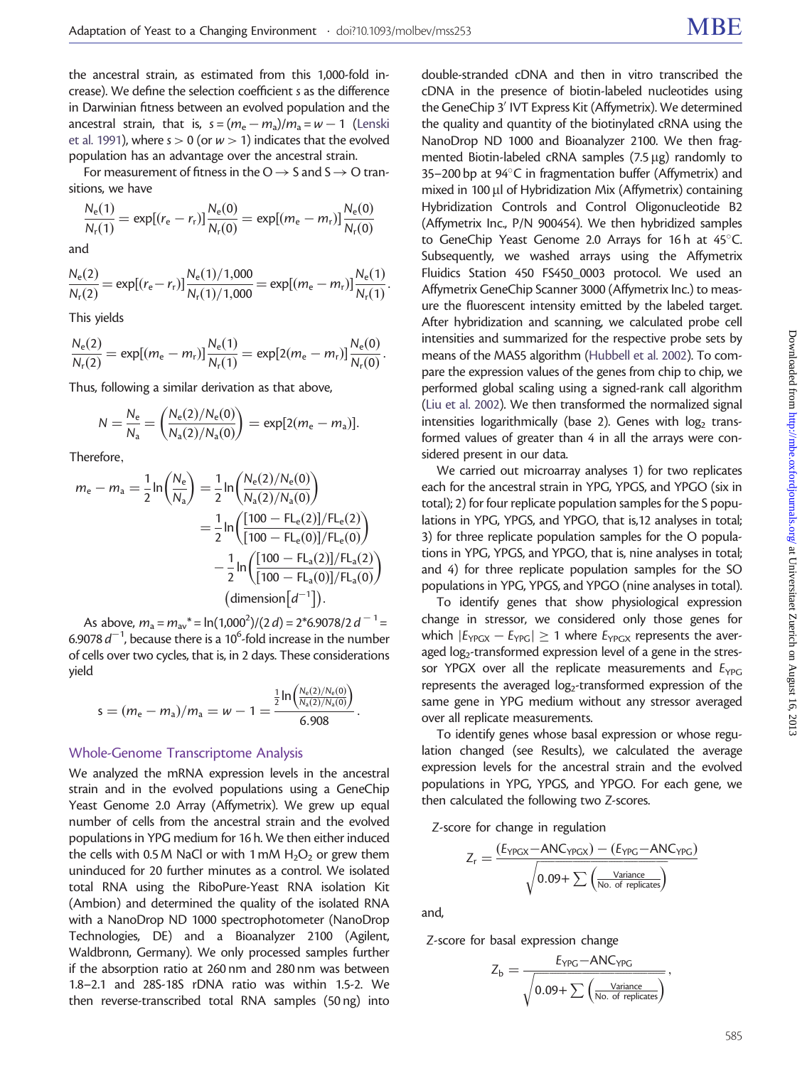the ancestral strain, as estimated from this 1,000-fold increase). We define the selection coefficient $s$ as the difference in Darwinian fitness between an evolved population and the ancestral strain, that is, $s = (m_e - m_a)/m_a = w - 1$ (Lenski et al. 1991), where $s > 0$ (or $w > 1$) indicates that the evolved population has an advantage over the ancestral strain.

For measurement of fitness in the O → S and S → O transitions, we have

$$\frac{N_e(1)}{N_r(1)} = \exp[(r_e - r_r)]\frac{N_e(0)}{N_r(0)} = \exp[(m_e - m_r)]\frac{N_e(0)}{N_r(0)}$$

and

$$\frac{N_e(2)}{N_r(2)} = \exp[(r_e - r_r)]\frac{N_e(1)/1{,}000}{N_r(1)/1{,}000} = \exp[(m_e - m_r)]\frac{N_e(1)}{N_r(1)}.$$

This yields

$$\frac{N_e(2)}{N_r(2)} = \exp[(m_e - m_r)]\frac{N_e(1)}{N_r(1)} = \exp[2(m_e - m_r)]\frac{N_e(0)}{N_r(0)}.$$

Thus, following a similar derivation as that above,

$$N = \frac{N_e}{N_a} = \left(\frac{N_e(2)/N_e(0)}{N_a(2)/N_a(0)}\right) = \exp[2(m_e - m_a)].$$

Therefore,

$$\begin{aligned} m_e - m_a = \frac{1}{2}\ln\left(\frac{N_e}{N_a}\right) &= \frac{1}{2}\ln\left(\frac{N_e(2)/N_e(0)}{N_a(2)/N_a(0)}\right) \\ &= \frac{1}{2}\ln\left(\frac{[100 - FL_e(2)]/FL_e(2)}{[100 - FL_e(0)]/FL_e(0)}\right) \\ &\quad - \frac{1}{2}\ln\left(\frac{[100 - FL_a(2)]/FL_a(2)}{[100 - FL_a(0)]/FL_a(0)}\right) \\ &\quad (\text{dimension}[d^{-1}]). \end{aligned}$$

As above, $m_a = m_{av}{}^* = \ln(1{,}000^2)/(2\,d) = 2{*}6.9078/2\,d^{-1} = 6.9078\,d^{-1}$, because there is a $10^6$-fold increase in the number of cells over two cycles, that is, in 2 days. These considerations yield

$$s = (m_e - m_a)/m_a = w - 1 = \frac{\frac{1}{2}\ln\left(\frac{N_e(2)/N_e(0)}{N_a(2)/N_a(0)}\right)}{6.908}.$$

## Whole-Genome Transcriptome Analysis

We analyzed the mRNA expression levels in the ancestral strain and in the evolved populations using a GeneChip Yeast Genome 2.0 Array (Affymetrix). We grew up equal number of cells from the ancestral strain and the evolved populations in YPG medium for 16 h. We then either induced the cells with 0.5 M NaCl or with 1 mM $H_2O_2$ or grew them uninduced for 20 further minutes as a control. We isolated total RNA using the RiboPure-Yeast RNA isolation Kit (Ambion) and determined the quality of the isolated RNA with a NanoDrop ND 1000 spectrophotometer (NanoDrop Technologies, DE) and a Bioanalyzer 2100 (Agilent, Waldbronn, Germany). We only processed samples further if the absorption ratio at 260 nm and 280 nm was between 1.8–2.1 and 28S-18S rDNA ratio was within 1.5-2. We then reverse-transcribed total RNA samples (50 ng) into double-stranded cDNA and then in vitro transcribed the cDNA in the presence of biotin-labeled nucleotides using the GeneChip 3′ IVT Express Kit (Affymetrix). We determined the quality and quantity of the biotinylated cRNA using the NanoDrop ND 1000 and Bioanalyzer 2100. We then fragmented Biotin-labeled cRNA samples (7.5 μg) randomly to 35–200 bp at 94°C in fragmentation buffer (Affymetrix) and mixed in 100 μl of Hybridization Mix (Affymetrix) containing Hybridization Controls and Control Oligonucleotide B2 (Affymetrix Inc., P/N 900454). We then hybridized samples to GeneChip Yeast Genome 2.0 Arrays for 16 h at 45°C. Subsequently, we washed arrays using the Affymetrix Fluidics Station 450 FS450_0003 protocol. We used an Affymetrix GeneChip Scanner 3000 (Affymetrix Inc.) to measure the fluorescent intensity emitted by the labeled target. After hybridization and scanning, we calculated probe cell intensities and summarized for the respective probe sets by means of the MAS5 algorithm (Hubbell et al. 2002). To compare the expression values of the genes from chip to chip, we performed global scaling using a signed-rank call algorithm (Liu et al. 2002). We then transformed the normalized signal intensities logarithmically (base 2). Genes with $\log_2$ transformed values of greater than 4 in all the arrays were considered present in our data.

We carried out microarray analyses 1) for two replicates each for the ancestral strain in YPG, YPGS, and YPGO (six in total); 2) for four replicate population samples for the S populations in YPG, YPGS, and YPGO, that is,12 analyses in total; 3) for three replicate population samples for the O populations in YPG, YPGS, and YPGO, that is, nine analyses in total; and 4) for three replicate population samples for the SO populations in YPG, YPGS, and YPGO (nine analyses in total).

To identify genes that show physiological expression change in stressor, we considered only those genes for which $|E_{YPGX} - E_{YPG}| \geq 1$ where $E_{YPGX}$ represents the averaged $\log_2$-transformed expression level of a gene in the stressor YPGX over all the replicate measurements and $E_{YPG}$ represents the averaged $\log_2$-transformed expression of the same gene in YPG medium without any stressor averaged over all replicate measurements.

To identify genes whose basal expression or whose regulation changed (see Results), we calculated the average expression levels for the ancestral strain and the evolved populations in YPG, YPGS, and YPGO. For each gene, we then calculated the following two Z-scores.

Z-score for change in regulation

$$Z_r = \frac{(E_{YPGX} - ANC_{YPGX}) - (E_{YPG} - ANC_{YPG})}{\sqrt{0.09 + \sum\left(\frac{\text{Variance}}{\text{No. of replicates}}\right)}}$$

and,

Z-score for basal expression change

$$Z_b = \frac{E_{YPG} - ANC_{YPG}}{\sqrt{0.09 + \sum\left(\frac{\text{Variance}}{\text{No. of replicates}}\right)}},$$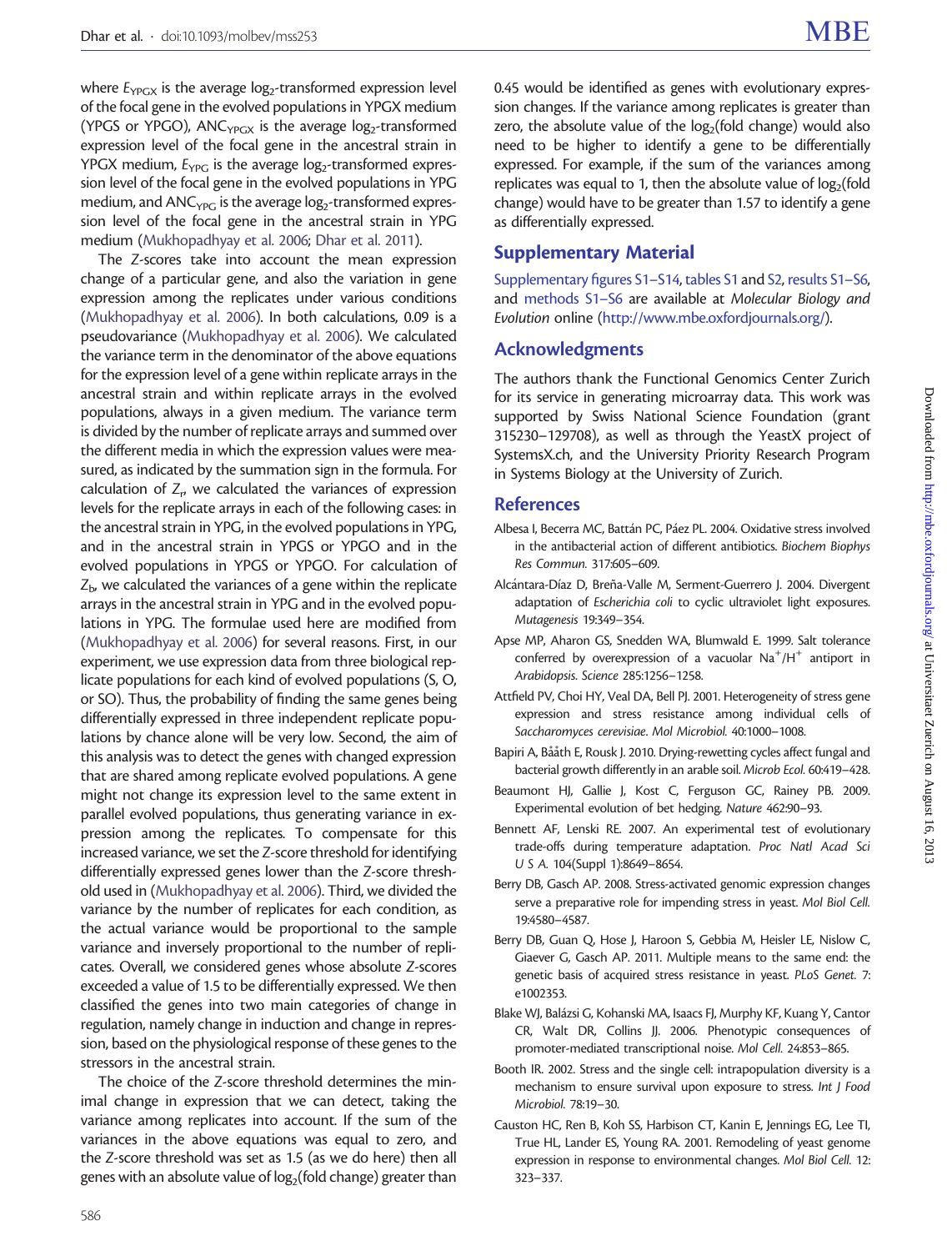where $E_{YPGX}$ is the average $\log_2$-transformed expression level of the focal gene in the evolved populations in YPGX medium (YPGS or YPGO), $ANC_{YPGX}$ is the average $\log_2$-transformed expression level of the focal gene in the ancestral strain in YPGX medium, $E_{YPG}$ is the average $\log_2$-transformed expression level of the focal gene in the evolved populations in YPG medium, and $ANC_{YPG}$ is the average $\log_2$-transformed expression level of the focal gene in the ancestral strain in YPG medium (Mukhopadhyay et al. 2006; Dhar et al. 2011).

The Z-scores take into account the mean expression change of a particular gene, and also the variation in gene expression among the replicates under various conditions (Mukhopadhyay et al. 2006). In both calculations, 0.09 is a pseudovariance (Mukhopadhyay et al. 2006). We calculated the variance term in the denominator of the above equations for the expression level of a gene within replicate arrays in the ancestral strain and within replicate arrays in the evolved populations, always in a given medium. The variance term is divided by the number of replicate arrays and summed over the different media in which the expression values were measured, as indicated by the summation sign in the formula. For calculation of $Z_r$, we calculated the variances of expression levels for the replicate arrays in each of the following cases: in the ancestral strain in YPG, in the evolved populations in YPG, and in the ancestral strain in YPGS or YPGO and in the evolved populations in YPGS or YPGO. For calculation of $Z_b$, we calculated the variances of a gene within the replicate arrays in the ancestral strain in YPG and in the evolved populations in YPG. The formulae used here are modified from (Mukhopadhyay et al. 2006) for several reasons. First, in our experiment, we use expression data from three biological replicate populations for each kind of evolved populations (S, O, or SO). Thus, the probability of finding the same genes being differentially expressed in three independent replicate populations by chance alone will be very low. Second, the aim of this analysis was to detect the genes with changed expression that are shared among replicate evolved populations. A gene might not change its expression level to the same extent in parallel evolved populations, thus generating variance in expression among the replicates. To compensate for this increased variance, we set the Z-score threshold for identifying differentially expressed genes lower than the Z-score threshold used in (Mukhopadhyay et al. 2006). Third, we divided the variance by the number of replicates for each condition, as the actual variance would be proportional to the sample variance and inversely proportional to the number of replicates. Overall, we considered genes whose absolute Z-scores exceeded a value of 1.5 to be differentially expressed. We then classified the genes into two main categories of change in regulation, namely change in induction and change in repression, based on the physiological response of these genes to the stressors in the ancestral strain.

The choice of the Z-score threshold determines the minimal change in expression that we can detect, taking the variance among replicates into account. If the sum of the variances in the above equations was equal to zero, and the Z-score threshold was set as 1.5 (as we do here) then all genes with an absolute value of $\log_2$(fold change) greater than 0.45 would be identified as genes with evolutionary expression changes. If the variance among replicates is greater than zero, the absolute value of the $\log_2$(fold change) would also need to be higher to identify a gene to be differentially expressed. For example, if the sum of the variances among replicates was equal to 1, then the absolute value of $\log_2$(fold change) would have to be greater than 1.57 to identify a gene as differentially expressed.

## Supplementary Material

Supplementary figures S1–S14, tables S1 and S2, results S1–S6, and methods S1–S6 are available at *Molecular Biology and Evolution* online (http://www.mbe.oxfordjournals.org/).

## Acknowledgments

The authors thank the Functional Genomics Center Zurich for its service in generating microarray data. This work was supported by Swiss National Science Foundation (grant 315230–129708), as well as through the YeastX project of SystemsX.ch, and the University Priority Research Program in Systems Biology at the University of Zurich.

## References

Albesa I, Becerra MC, Battán PC, Páez PL. 2004. Oxidative stress involved in the antibacterial action of different antibiotics. *Biochem Biophys Res Commun.* 317:605–609.

Alcántara-Díaz D, Breña-Valle M, Serment-Guerrero J. 2004. Divergent adaptation of *Escherichia coli* to cyclic ultraviolet light exposures. *Mutagenesis* 19:349–354.

Apse MP, Aharon GS, Snedden WA, Blumwald E. 1999. Salt tolerance conferred by overexpression of a vacuolar $Na^+/H^+$ antiport in *Arabidopsis*. *Science* 285:1256–1258.

Attfield PV, Choi HY, Veal DA, Bell PJ. 2001. Heterogeneity of stress gene expression and stress resistance among individual cells of *Saccharomyces cerevisiae*. *Mol Microbiol.* 40:1000–1008.

Bapiri A, Bååth E, Rousk J. 2010. Drying-rewetting cycles affect fungal and bacterial growth differently in an arable soil. *Microb Ecol.* 60:419–428.

Beaumont HJ, Gallie J, Kost C, Ferguson GC, Rainey PB. 2009. Experimental evolution of bet hedging. *Nature* 462:90–93.

Bennett AF, Lenski RE. 2007. An experimental test of evolutionary trade-offs during temperature adaptation. *Proc Natl Acad Sci U S A.* 104(Suppl 1):8649–8654.

Berry DB, Gasch AP. 2008. Stress-activated genomic expression changes serve a preparative role for impending stress in yeast. *Mol Biol Cell.* 19:4580–4587.

Berry DB, Guan Q, Hose J, Haroon S, Gebbia M, Heisler LE, Nislow C, Giaever G, Gasch AP. 2011. Multiple means to the same end: the genetic basis of acquired stress resistance in yeast. *PLoS Genet.* 7: e1002353.

Blake WJ, Balázsi G, Kohanski MA, Isaacs FJ, Murphy KF, Kuang Y, Cantor CR, Walt DR, Collins JJ. 2006. Phenotypic consequences of promoter-mediated transcriptional noise. *Mol Cell.* 24:853–865.

Booth IR. 2002. Stress and the single cell: intrapopulation diversity is a mechanism to ensure survival upon exposure to stress. *Int J Food Microbiol.* 78:19–30.

Causton HC, Ren B, Koh SS, Harbison CT, Kanin E, Jennings EG, Lee TI, True HL, Lander ES, Young RA. 2001. Remodeling of yeast genome expression in response to environmental changes. *Mol Biol Cell.* 12: 323–337.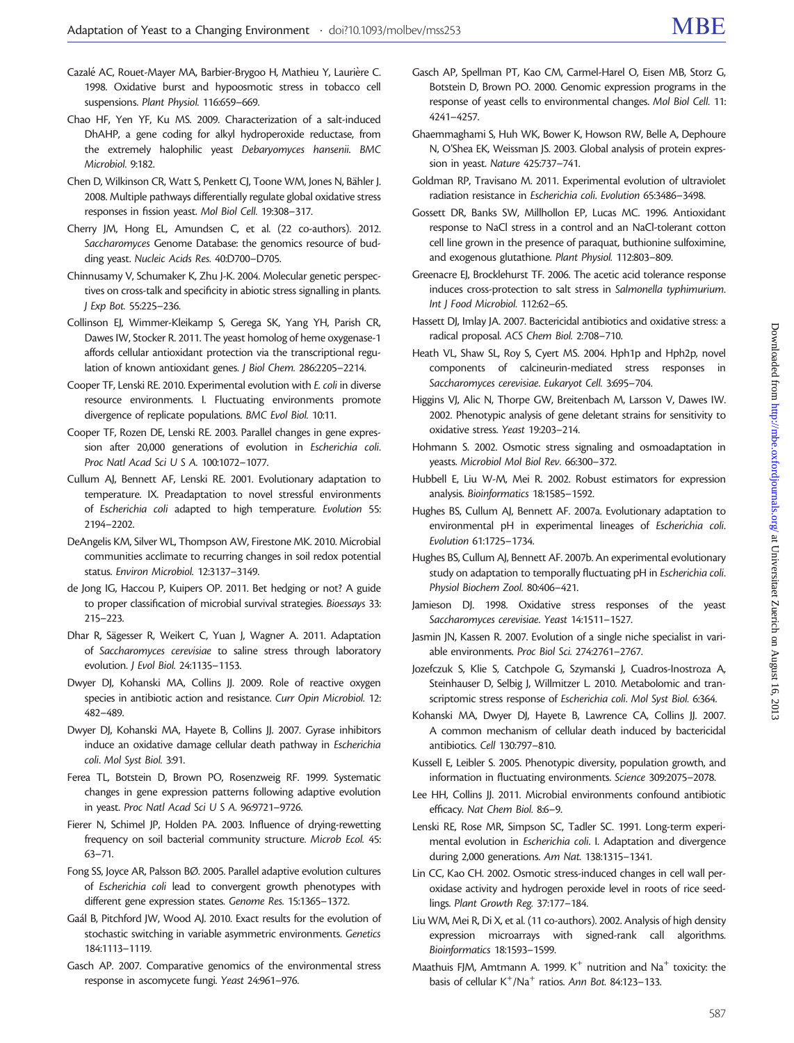Cazalé AC, Rouet-Mayer MA, Barbier-Brygoo H, Mathieu Y, Laurière C. 1998. Oxidative burst and hypoosmotic stress in tobacco cell suspensions. *Plant Physiol.* 116:659–669.

Chao HF, Yen YF, Ku MS. 2009. Characterization of a salt-induced DhAHP, a gene coding for alkyl hydroperoxide reductase, from the extremely halophilic yeast *Debaryomyces hansenii*. *BMC Microbiol.* 9:182.

Chen D, Wilkinson CR, Watt S, Penkett CJ, Toone WM, Jones N, Bähler J. 2008. Multiple pathways differentially regulate global oxidative stress responses in fission yeast. *Mol Biol Cell.* 19:308–317.

Cherry JM, Hong EL, Amundsen C, et al. (22 co-authors). 2012. *Saccharomyces* Genome Database: the genomics resource of budding yeast. *Nucleic Acids Res.* 40:D700–D705.

Chinnusamy V, Schumaker K, Zhu J-K. 2004. Molecular genetic perspectives on cross-talk and specificity in abiotic stress signalling in plants. *J Exp Bot.* 55:225–236.

Collinson EJ, Wimmer-Kleikamp S, Gerega SK, Yang YH, Parish CR, Dawes IW, Stocker R. 2011. The yeast homolog of heme oxygenase-1 affords cellular antioxidant protection via the transcriptional regulation of known antioxidant genes. *J Biol Chem.* 286:2205–2214.

Cooper TF, Lenski RE. 2010. Experimental evolution with *E. coli* in diverse resource environments. I. Fluctuating environments promote divergence of replicate populations. *BMC Evol Biol.* 10:11.

Cooper TF, Rozen DE, Lenski RE. 2003. Parallel changes in gene expression after 20,000 generations of evolution in *Escherichia coli*. *Proc Natl Acad Sci U S A.* 100:1072–1077.

Cullum AJ, Bennett AF, Lenski RE. 2001. Evolutionary adaptation to temperature. IX. Preadaptation to novel stressful environments of *Escherichia coli* adapted to high temperature. *Evolution* 55: 2194–2202.

DeAngelis KM, Silver WL, Thompson AW, Firestone MK. 2010. Microbial communities acclimate to recurring changes in soil redox potential status. *Environ Microbiol.* 12:3137–3149.

de Jong IG, Haccou P, Kuipers OP. 2011. Bet hedging or not? A guide to proper classification of microbial survival strategies. *Bioessays* 33: 215–223.

Dhar R, Sägesser R, Weikert C, Yuan J, Wagner A. 2011. Adaptation of *Saccharomyces cerevisiae* to saline stress through laboratory evolution. *J Evol Biol.* 24:1135–1153.

Dwyer DJ, Kohanski MA, Collins JJ. 2009. Role of reactive oxygen species in antibiotic action and resistance. *Curr Opin Microbiol.* 12: 482–489.

Dwyer DJ, Kohanski MA, Hayete B, Collins JJ. 2007. Gyrase inhibitors induce an oxidative damage cellular death pathway in *Escherichia coli*. *Mol Syst Biol.* 3:91.

Ferea TL, Botstein D, Brown PO, Rosenzweig RF. 1999. Systematic changes in gene expression patterns following adaptive evolution in yeast. *Proc Natl Acad Sci U S A.* 96:9721–9726.

Fierer N, Schimel JP, Holden PA. 2003. Influence of drying-rewetting frequency on soil bacterial community structure. *Microb Ecol.* 45: 63–71.

Fong SS, Joyce AR, Palsson BØ. 2005. Parallel adaptive evolution cultures of *Escherichia coli* lead to convergent growth phenotypes with different gene expression states. *Genome Res.* 15:1365–1372.

Gaál B, Pitchford JW, Wood AJ. 2010. Exact results for the evolution of stochastic switching in variable asymmetric environments. *Genetics* 184:1113–1119.

Gasch AP. 2007. Comparative genomics of the environmental stress response in ascomycete fungi. *Yeast* 24:961–976.

Gasch AP, Spellman PT, Kao CM, Carmel-Harel O, Eisen MB, Storz G, Botstein D, Brown PO. 2000. Genomic expression programs in the response of yeast cells to environmental changes. *Mol Biol Cell.* 11: 4241–4257.

Ghaemmaghami S, Huh WK, Bower K, Howson RW, Belle A, Dephoure N, O'Shea EK, Weissman JS. 2003. Global analysis of protein expression in yeast. *Nature* 425:737–741.

Goldman RP, Travisano M. 2011. Experimental evolution of ultraviolet radiation resistance in *Escherichia coli*. *Evolution* 65:3486–3498.

Gossett DR, Banks SW, Millhollon EP, Lucas MC. 1996. Antioxidant response to NaCl stress in a control and an NaCl-tolerant cotton cell line grown in the presence of paraquat, buthionine sulfoximine, and exogenous glutathione. *Plant Physiol.* 112:803–809.

Greenacre EJ, Brocklehurst TF. 2006. The acetic acid tolerance response induces cross-protection to salt stress in *Salmonella typhimurium*. *Int J Food Microbiol.* 112:62–65.

Hassett DJ, Imlay JA. 2007. Bactericidal antibiotics and oxidative stress: a radical proposal. *ACS Chem Biol.* 2:708–710.

Heath VL, Shaw SL, Roy S, Cyert MS. 2004. Hph1p and Hph2p, novel components of calcineurin-mediated stress responses in *Saccharomyces cerevisiae*. *Eukaryot Cell.* 3:695–704.

Higgins VJ, Alic N, Thorpe GW, Breitenbach M, Larsson V, Dawes IW. 2002. Phenotypic analysis of gene deletant strains for sensitivity to oxidative stress. *Yeast* 19:203–214.

Hohmann S. 2002. Osmotic stress signaling and osmoadaptation in yeasts. *Microbiol Mol Biol Rev.* 66:300–372.

Hubbell E, Liu W-M, Mei R. 2002. Robust estimators for expression analysis. *Bioinformatics* 18:1585–1592.

Hughes BS, Cullum AJ, Bennett AF. 2007a. Evolutionary adaptation to environmental pH in experimental lineages of *Escherichia coli*. *Evolution* 61:1725–1734.

Hughes BS, Cullum AJ, Bennett AF. 2007b. An experimental evolutionary study on adaptation to temporally fluctuating pH in *Escherichia coli*. *Physiol Biochem Zool.* 80:406–421.

Jamieson DJ. 1998. Oxidative stress responses of the yeast *Saccharomyces cerevisiae*. *Yeast* 14:1511–1527.

Jasmin JN, Kassen R. 2007. Evolution of a single niche specialist in variable environments. *Proc Biol Sci.* 274:2761–2767.

Jozefczuk S, Klie S, Catchpole G, Szymanski J, Cuadros-Inostroza A, Steinhauser D, Selbig J, Willmitzer L. 2010. Metabolomic and transcriptomic stress response of *Escherichia coli*. *Mol Syst Biol.* 6:364.

Kohanski MA, Dwyer DJ, Hayete B, Lawrence CA, Collins JJ. 2007. A common mechanism of cellular death induced by bactericidal antibiotics. *Cell* 130:797–810.

Kussell E, Leibler S. 2005. Phenotypic diversity, population growth, and information in fluctuating environments. *Science* 309:2075–2078.

Lee HH, Collins JJ. 2011. Microbial environments confound antibiotic efficacy. *Nat Chem Biol.* 8:6–9.

Lenski RE, Rose MR, Simpson SC, Tadler SC. 1991. Long-term experimental evolution in *Escherichia coli*. I. Adaptation and divergence during 2,000 generations. *Am Nat.* 138:1315–1341.

Lin CC, Kao CH. 2002. Osmotic stress-induced changes in cell wall peroxidase activity and hydrogen peroxide level in roots of rice seedlings. *Plant Growth Reg.* 37:177–184.

Liu WM, Mei R, Di X, et al. (11 co-authors). 2002. Analysis of high density expression microarrays with signed-rank call algorithms. *Bioinformatics* 18:1593–1599.

Maathuis FJM, Amtmann A. 1999. $K^+$ nutrition and $Na^+$ toxicity: the basis of cellular $K^+/Na^+$ ratios. *Ann Bot.* 84:123–133.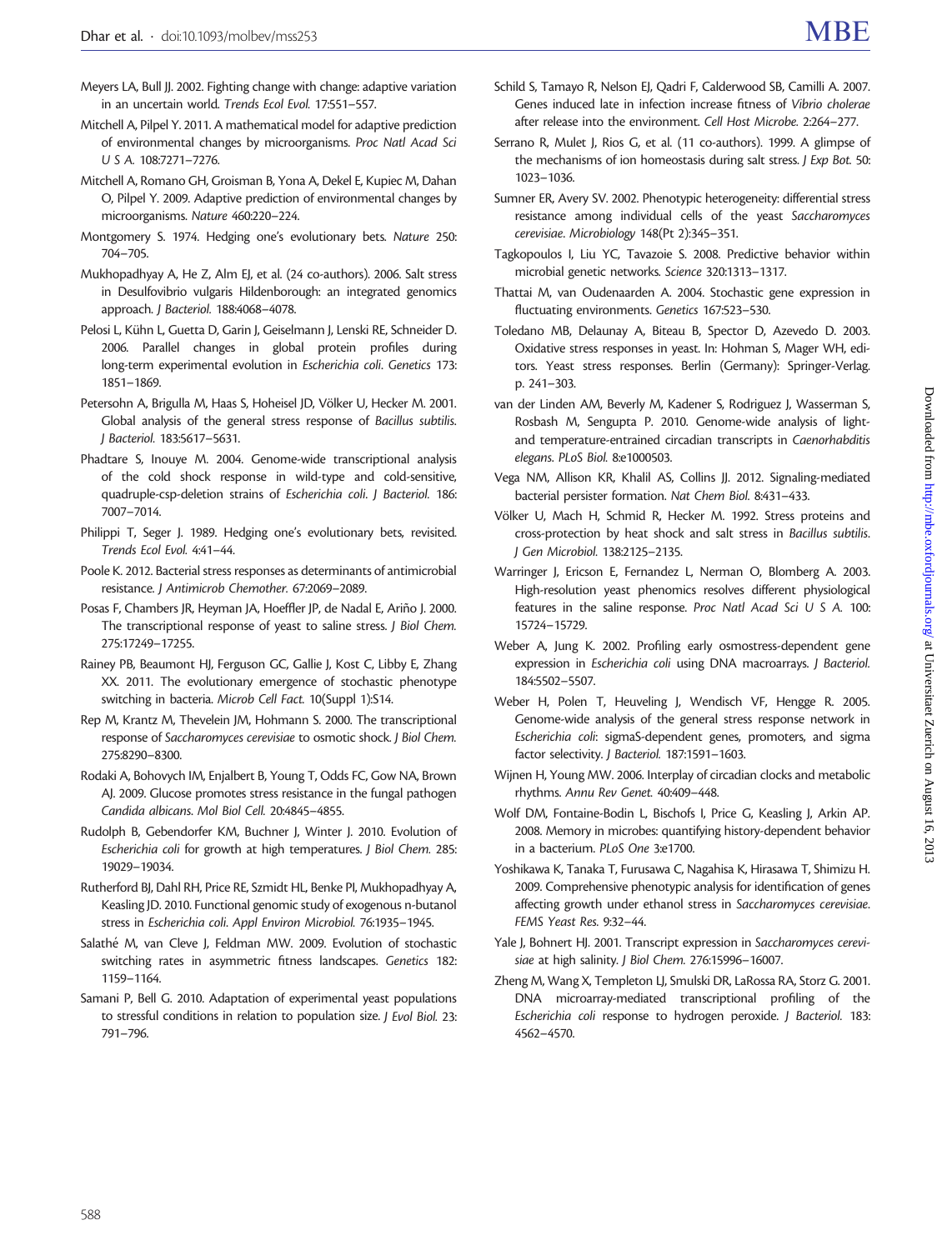Meyers LA, Bull JJ. 2002. Fighting change with change: adaptive variation in an uncertain world. *Trends Ecol Evol.* 17:551–557.

Mitchell A, Pilpel Y. 2011. A mathematical model for adaptive prediction of environmental changes by microorganisms. *Proc Natl Acad Sci U S A.* 108:7271–7276.

Mitchell A, Romano GH, Groisman B, Yona A, Dekel E, Kupiec M, Dahan O, Pilpel Y. 2009. Adaptive prediction of environmental changes by microorganisms. *Nature* 460:220–224.

Montgomery S. 1974. Hedging one's evolutionary bets. *Nature* 250: 704–705.

Mukhopadhyay A, He Z, Alm EJ, et al. (24 co-authors). 2006. Salt stress in Desulfovibrio vulgaris Hildenborough: an integrated genomics approach. *J Bacteriol.* 188:4068–4078.

Pelosi L, Kühn L, Guetta D, Garin J, Geiselmann J, Lenski RE, Schneider D. 2006. Parallel changes in global protein profiles during long-term experimental evolution in Escherichia coli. *Genetics* 173: 1851–1869.

Petersohn A, Brigulla M, Haas S, Hoheisel JD, Völker U, Hecker M. 2001. Global analysis of the general stress response of Bacillus subtilis. *J Bacteriol.* 183:5617–5631.

Phadtare S, Inouye M. 2004. Genome-wide transcriptional analysis of the cold shock response in wild-type and cold-sensitive, quadruple-csp-deletion strains of Escherichia coli. *J Bacteriol.* 186: 7007–7014.

Philippi T, Seger J. 1989. Hedging one's evolutionary bets, revisited. *Trends Ecol Evol.* 4:41–44.

Poole K. 2012. Bacterial stress responses as determinants of antimicrobial resistance. *J Antimicrob Chemother.* 67:2069–2089.

Posas F, Chambers JR, Heyman JA, Hoeffler JP, de Nadal E, Ariño J. 2000. The transcriptional response of yeast to saline stress. *J Biol Chem.* 275:17249–17255.

Rainey PB, Beaumont HJ, Ferguson GC, Gallie J, Kost C, Libby E, Zhang XX. 2011. The evolutionary emergence of stochastic phenotype switching in bacteria. *Microb Cell Fact.* 10(Suppl 1):S14.

Rep M, Krantz M, Thevelein JM, Hohmann S. 2000. The transcriptional response of *Saccharomyces cerevisiae* to osmotic shock. *J Biol Chem.* 275:8290–8300.

Rodaki A, Bohovych IM, Enjalbert B, Young T, Odds FC, Gow NA, Brown AJ. 2009. Glucose promotes stress resistance in the fungal pathogen *Candida albicans*. *Mol Biol Cell.* 20:4845–4855.

Rudolph B, Gebendorfer KM, Buchner J, Winter J. 2010. Evolution of *Escherichia coli* for growth at high temperatures. *J Biol Chem.* 285: 19029–19034.

Rutherford BJ, Dahl RH, Price RE, Szmidt HL, Benke PI, Mukhopadhyay A, Keasling JD. 2010. Functional genomic study of exogenous n-butanol stress in *Escherichia coli*. *Appl Environ Microbiol.* 76:1935–1945.

Salathé M, van Cleve J, Feldman MW. 2009. Evolution of stochastic switching rates in asymmetric fitness landscapes. *Genetics* 182: 1159–1164.

Samani P, Bell G. 2010. Adaptation of experimental yeast populations to stressful conditions in relation to population size. *J Evol Biol.* 23: 791–796.

Schild S, Tamayo R, Nelson EJ, Qadri F, Calderwood SB, Camilli A. 2007. Genes induced late in infection increase fitness of *Vibrio cholerae* after release into the environment. *Cell Host Microbe.* 2:264–277.

Serrano R, Mulet J, Rios G, et al. (11 co-authors). 1999. A glimpse of the mechanisms of ion homeostasis during salt stress. *J Exp Bot.* 50: 1023–1036.

Sumner ER, Avery SV. 2002. Phenotypic heterogeneity: differential stress resistance among individual cells of the yeast *Saccharomyces cerevisiae*. *Microbiology* 148(Pt 2):345–351.

Tagkopoulos I, Liu YC, Tavazoie S. 2008. Predictive behavior within microbial genetic networks. *Science* 320:1313–1317.

Thattai M, van Oudenaarden A. 2004. Stochastic gene expression in fluctuating environments. *Genetics* 167:523–530.

Toledano MB, Delaunay A, Biteau B, Spector D, Azevedo D. 2003. Oxidative stress responses in yeast. In: Hohman S, Mager WH, editors. Yeast stress responses. Berlin (Germany): Springer-Verlag. p. 241–303.

van der Linden AM, Beverly M, Kadener S, Rodriguez J, Wasserman S, Rosbash M, Sengupta P. 2010. Genome-wide analysis of light- and temperature-entrained circadian transcripts in *Caenorhabditis elegans*. *PLoS Biol.* 8:e1000503.

Vega NM, Allison KR, Khalil AS, Collins JJ. 2012. Signaling-mediated bacterial persister formation. *Nat Chem Biol.* 8:431–433.

Völker U, Mach H, Schmid R, Hecker M. 1992. Stress proteins and cross-protection by heat shock and salt stress in Bacillus subtilis. *J Gen Microbiol.* 138:2125–2135.

Warringer J, Ericson E, Fernandez L, Nerman O, Blomberg A. 2003. High-resolution yeast phenomics resolves different physiological features in the saline response. *Proc Natl Acad Sci U S A.* 100: 15724–15729.

Weber A, Jung K. 2002. Profiling early osmostress-dependent gene expression in *Escherichia coli* using DNA macroarrays. *J Bacteriol.* 184:5502–5507.

Weber H, Polen T, Heuveling J, Wendisch VF, Hengge R. 2005. Genome-wide analysis of the general stress response network in *Escherichia coli*: sigmaS-dependent genes, promoters, and sigma factor selectivity. *J Bacteriol.* 187:1591–1603.

Wijnen H, Young MW. 2006. Interplay of circadian clocks and metabolic rhythms. *Annu Rev Genet.* 40:409–448.

Wolf DM, Fontaine-Bodin L, Bischofs I, Price G, Keasling J, Arkin AP. 2008. Memory in microbes: quantifying history-dependent behavior in a bacterium. *PLoS One* 3:e1700.

Yoshikawa K, Tanaka T, Furusawa C, Nagahisa K, Hirasawa T, Shimizu H. 2009. Comprehensive phenotypic analysis for identification of genes affecting growth under ethanol stress in *Saccharomyces cerevisiae*. *FEMS Yeast Res.* 9:32–44.

Yale J, Bohnert HJ. 2001. Transcript expression in *Saccharomyces cerevisiae* at high salinity. *J Biol Chem.* 276:15996–16007.

Zheng M, Wang X, Templeton LJ, Smulski DR, LaRossa RA, Storz G. 2001. DNA microarray-mediated transcriptional profiling of the *Escherichia coli* response to hydrogen peroxide. *J Bacteriol.* 183: 4562–4570.